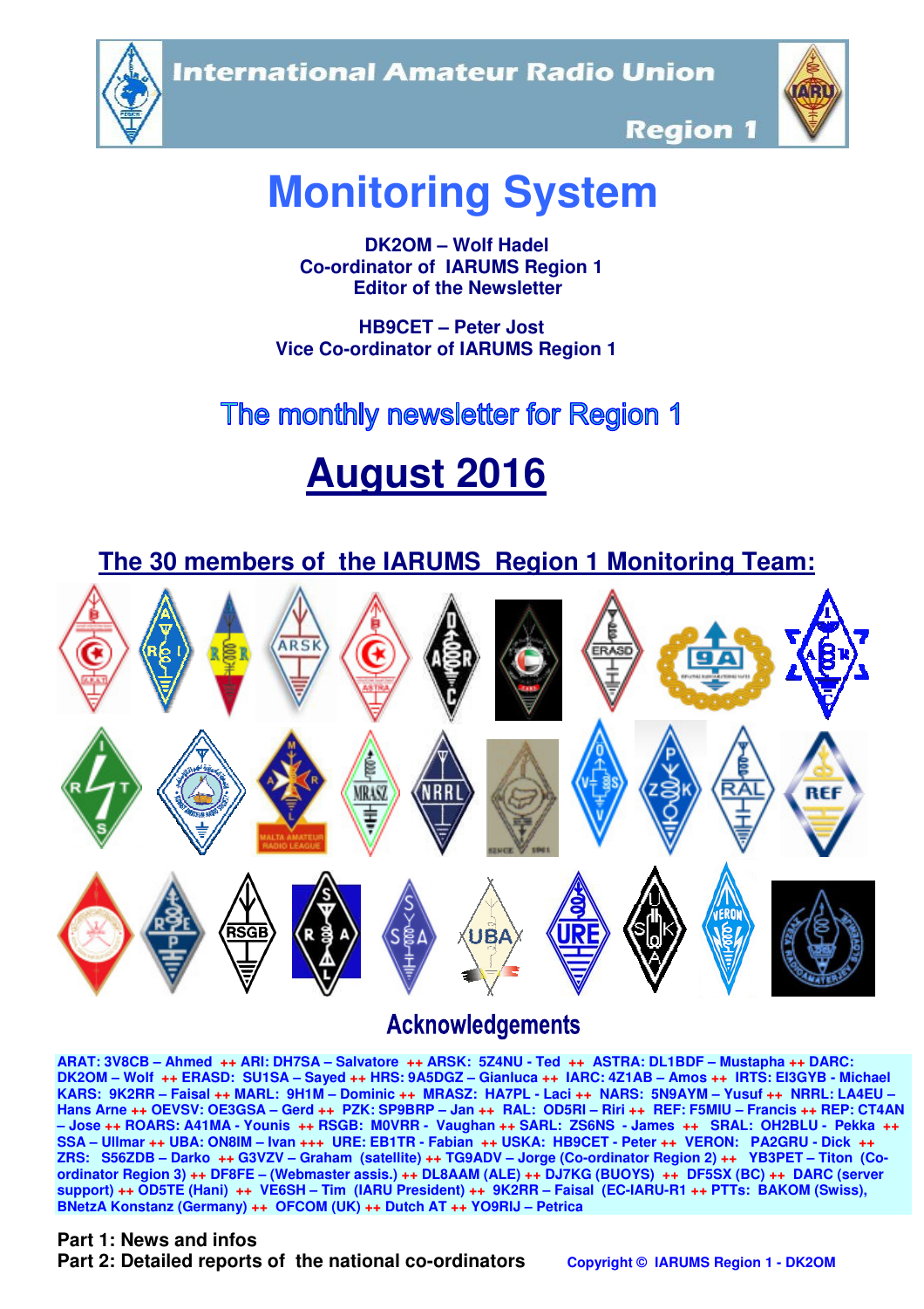International Amateur Radio Union

Region 1

# Monitoring System

**DK2OM – Wolf Hadel**
**Co-ordinator of IARUMS Region 1**
**Editor of the Newsletter**

**HB9CET – Peter Jost**
**Vice Co-ordinator of IARUMS Region 1**

## The monthly newsletter for Region 1

# August 2016

## The 30 members of the IARUMS Region 1 Monitoring Team:

## Acknowledgements

ARAT: 3V8CB – Ahmed ++ ARI: DH7SA – Salvatore ++ ARSK: 5Z4NU - Ted ++ ASTRA: DL1BDF – Mustapha ++ DARC: DK2OM – Wolf ++ ERASD: SU1SA – Sayed ++ HRS: 9A5DGZ – Gianluca ++ IARC: 4Z1AB – Amos ++ IRTS: EI3GYB - Michael KARS: 9K2RR – Faisal ++ MARL: 9H1M – Dominic ++ MRASZ: HA7PL - Laci ++ NARS: 5N9AYM – Yusuf ++ NRRL: LA4EU – Hans Arne ++ OEVSV: OE3GSA – Gerd ++ PZK: SP9BRP – Jan ++ RAL: OD5RI – Riri ++ REF: F5MIU – Francis ++ REP: CT4AN – Jose ++ ROARS: A41MA - Younis ++ RSGB: M0VRR - Vaughan ++ SARL: ZS6NS - James ++ SRAL: OH2BLU - Pekka ++ SSA – Ullmar ++ UBA: ON8IM – Ivan +++ URE: EB1TR - Fabian ++ USKA: HB9CET - Peter ++ VERON: PA2GRU - Dick ++ ZRS: S56ZDB – Darko ++ G3VZV – Graham (satellite) ++ TG9ADV – Jorge (Co-ordinator Region 3) ++ DL8AAM (ALE) ++ DJ7KG (BUOYS) ++ DF5SX (BC) ++ DARC (server support) ++ OD5TE (Hani) ++ VE6SH – Tim (IARU President) ++ 9K2RR – Faisal (EC-IARU-R1 ++ PTTs: BAKOM (Swiss), BNetzA Konstanz (Germany) ++ OFCOM (UK) ++ Dutch AT ++ YO9RIJ – Petrica

**Part 1: News and infos**
**Part 2: Detailed reports of the national co-ordinators**

Copyright © IARUMS Region 1 - DK2OM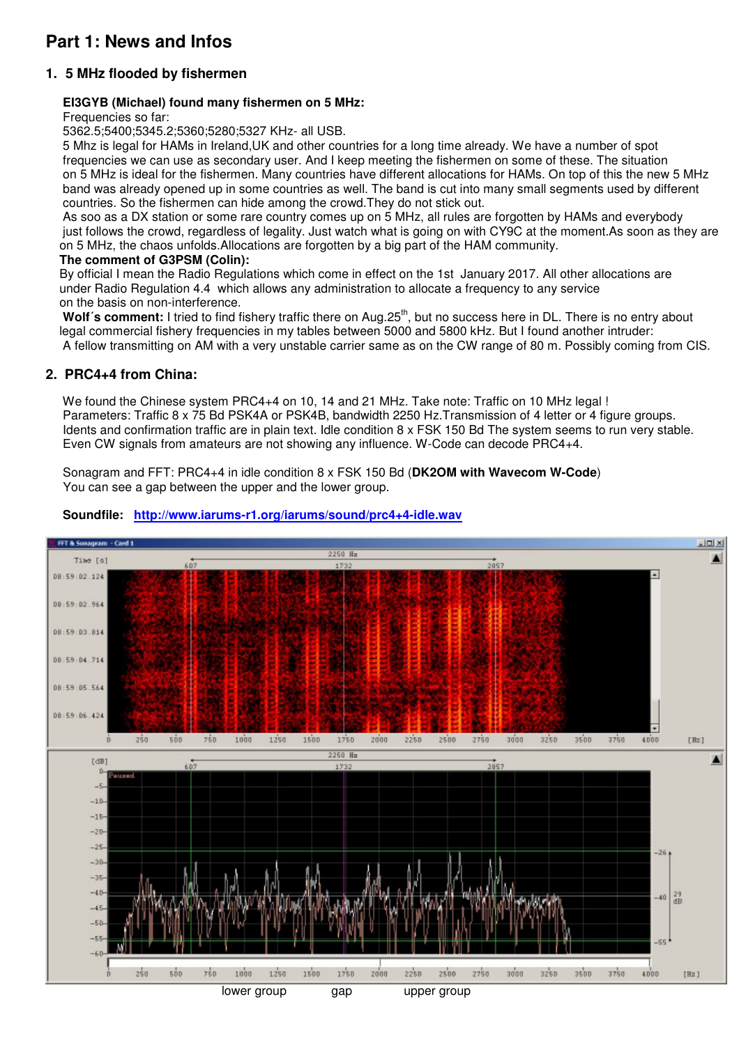# Part 1: News and Infos

## 1. 5 MHz flooded by fishermen

**EI3GYB (Michael) found many fishermen on 5 MHz:**
Frequencies so far:
5362.5;5400;5345.2;5360;5280;5327 KHz- all USB.
5 Mhz is legal for HAMs in Ireland,UK and other countries for a long time already. We have a number of spot frequencies we can use as secondary user. And I keep meeting the fishermen on some of these. The situation on 5 MHz is ideal for the fishermen. Many countries have different allocations for HAMs. On top of this the new 5 MHz band was already opened up in some countries as well. The band is cut into many small segments used by different countries. So the fishermen can hide among the crowd.They do not stick out.
As soo as a DX station or some rare country comes up on 5 MHz, all rules are forgotten by HAMs and everybody just follows the crowd, regardless of legality. Just watch what is going on with CY9C at the moment.As soon as they are on 5 MHz, the chaos unfolds.Allocations are forgotten by a big part of the HAM community.

**The comment of G3PSM (Colin):**
By official I mean the Radio Regulations which come in effect on the 1st January 2017. All other allocations are under Radio Regulation 4.4 which allows any administration to allocate a frequency to any service on the basis on non-interference.

**Wolf´s comment:** I tried to find fishery traffic there on Aug.25th, but no success here in DL. There is no entry about legal commercial fishery frequencies in my tables between 5000 and 5800 kHz. But I found another intruder:
A fellow transmitting on AM with a very unstable carrier same as on the CW range of 80 m. Possibly coming from CIS.

## 2. PRC4+4 from China:

We found the Chinese system PRC4+4 on 10, 14 and 21 MHz. Take note: Traffic on 10 MHz legal !
Parameters: Traffic 8 x 75 Bd PSK4A or PSK4B, bandwidth 2250 Hz.Transmission of 4 letter or 4 figure groups. Idents and confirmation traffic are in plain text. Idle condition 8 x FSK 150 Bd The system seems to run very stable. Even CW signals from amateurs are not showing any influence. W-Code can decode PRC4+4.

Sonagram and FFT: PRC4+4 in idle condition 8 x FSK 150 Bd (**DK2OM with Wavecom W-Code**)
You can see a gap between the upper and the lower group.

**Soundfile:** http://www.iarums-r1.org/iarums/sound/prc4+4-idle.wav

lower group gap upper group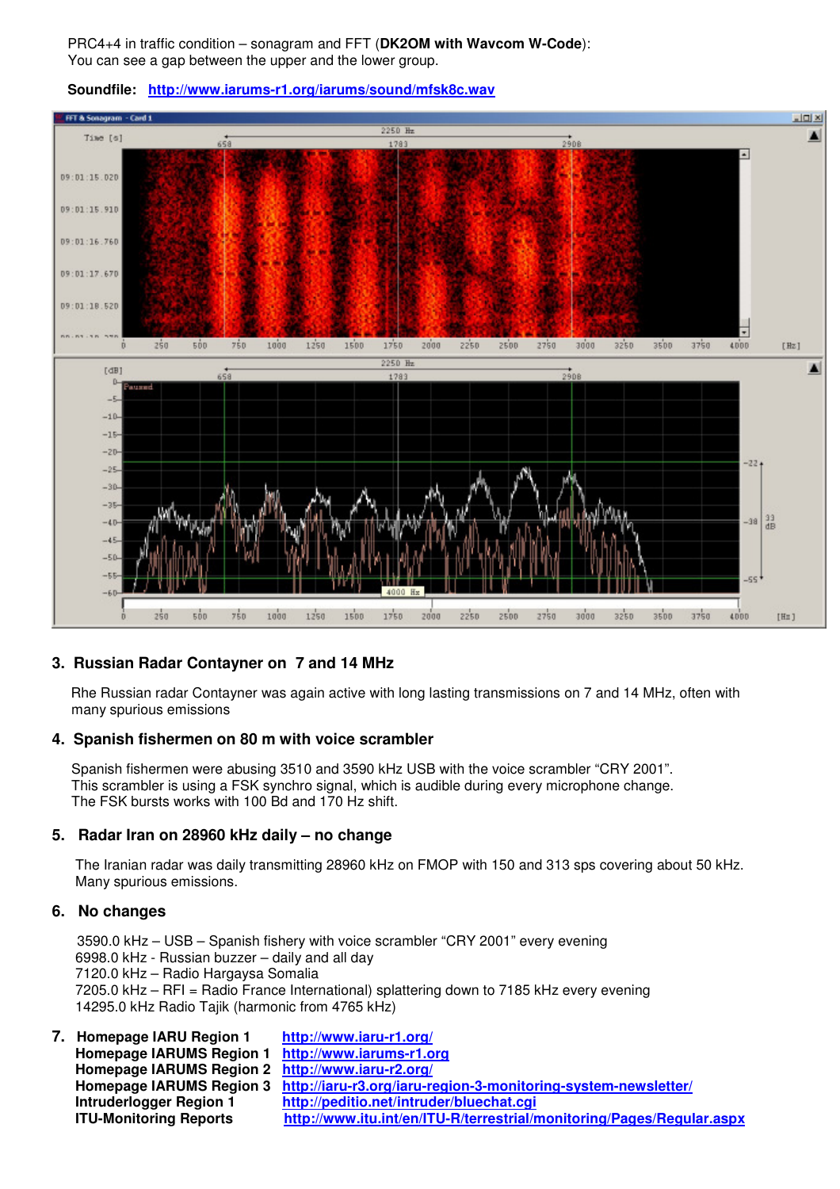PRC4+4 in traffic condition – sonagram and FFT (**DK2OM with Wavcom W-Code**):
You can see a gap between the upper and the lower group.

**Soundfile:** **http://www.iarums-r1.org/iarums/sound/mfsk8c.wav**

## 3. Russian Radar Contayner on 7 and 14 MHz

Rhe Russian radar Contayner was again active with long lasting transmissions on 7 and 14 MHz, often with many spurious emissions

## 4. Spanish fishermen on 80 m with voice scrambler

Spanish fishermen were abusing 3510 and 3590 kHz USB with the voice scrambler "CRY 2001".
This scrambler is using a FSK synchro signal, which is audible during every microphone change.
The FSK bursts works with 100 Bd and 170 Hz shift.

## 5. Radar Iran on 28960 kHz daily – no change

The Iranian radar was daily transmitting 28960 kHz on FMOP with 150 and 313 sps covering about 50 kHz.
Many spurious emissions.

## 6. No changes

3590.0 kHz – USB – Spanish fishery with voice scrambler "CRY 2001" every evening
6998.0 kHz - Russian buzzer – daily and all day
7120.0 kHz – Radio Hargaysa Somalia
7205.0 kHz – RFI = Radio France International) splattering down to 7185 kHz every evening
14295.0 kHz Radio Tajik (harmonic from 4765 kHz)

## 7.

| | |
|---|---|
| **Homepage IARU Region 1** | **http://www.iaru-r1.org/** |
| **Homepage IARUMS Region 1** | **http://www.iarums-r1.org** |
| **Homepage IARUMS Region 2** | **http://www.iaru-r2.org/** |
| **Homepage IARUMS Region 3** | **http://iaru-r3.org/iaru-region-3-monitoring-system-newsletter/** |
| **Intruderlogger Region 1** | **http://peditio.net/intruder/bluechat.cgi** |
| **ITU-Monitoring Reports** | **http://www.itu.int/en/ITU-R/terrestrial/monitoring/Pages/Regular.aspx** |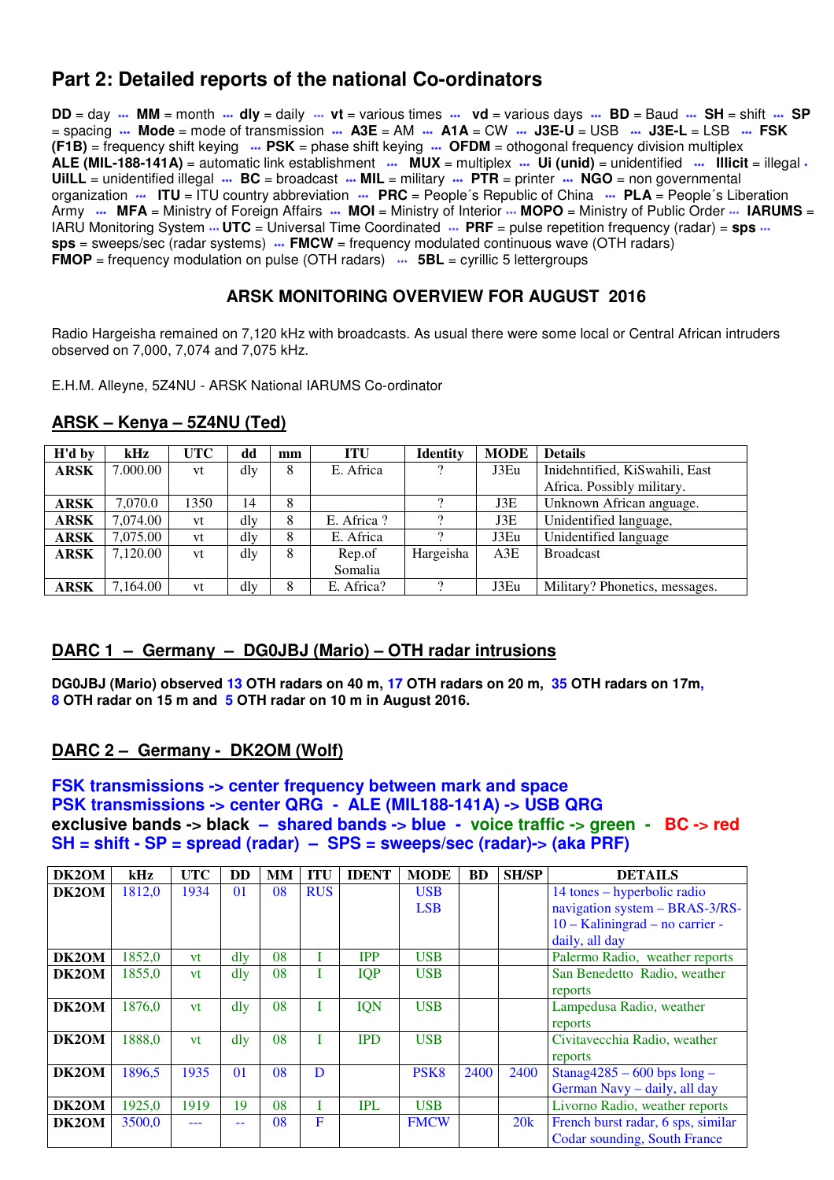## Part 2: Detailed reports of the national Co-ordinators

**DD** = day ··· **MM** = month ··· **dly** = daily ··· **vt** = various times ··· **vd** = various days ··· **BD** = Baud ··· **SH** = shift ··· **SP** = spacing ··· **Mode** = mode of transmission ··· **A3E** = AM ··· **A1A** = CW ··· **J3E-U** = USB ··· **J3E-L** = LSB ··· **FSK (F1B)** = frequency shift keying ··· **PSK** = phase shift keying ··· **OFDM** = othogonal frequency division multiplex **ALE (MIL-188-141A)** = automatic link establishment ··· **MUX** = multiplex ··· **Ui (unid)** = unidentified ··· **Illicit** = illegal · **UiILL** = unidentified illegal ··· **BC** = broadcast ··· **MIL** = military ··· **PTR** = printer ··· **NGO** = non governmental organization ··· **ITU** = ITU country abbreviation ··· **PRC** = People´s Republic of China ··· **PLA** = People´s Liberation Army ··· **MFA** = Ministry of Foreign Affairs ··· **MOI** = Ministry of Interior ··· **MOPO** = Ministry of Public Order ··· **IARUMS** = IARU Monitoring System ··· **UTC** = Universal Time Coordinated ··· **PRF** = pulse repetition frequency (radar) = **sps** ··· **sps** = sweeps/sec (radar systems) ··· **FMCW** = frequency modulated continuous wave (OTH radars) **FMOP** = frequency modulation on pulse (OTH radars) ··· **5BL** = cyrillic 5 lettergroups

### ARSK MONITORING OVERVIEW FOR AUGUST 2016

Radio Hargeisha remained on 7,120 kHz with broadcasts. As usual there were some local or Central African intruders observed on 7,000, 7,074 and 7,075 kHz.

E.H.M. Alleyne, 5Z4NU - ARSK National IARUMS Co-ordinator

### ARSK – Kenya – 5Z4NU (Ted)

| H'd by | kHz | UTC | dd | mm | ITU | Identity | MODE | Details |
|---|---|---|---|---|---|---|---|---|
| **ARSK** | 7.000.00 | vt | dly | 8 | E. Africa | ? | J3Eu | Inidehntified, KiSwahili, East Africa. Possibly military. |
| **ARSK** | 7,070.0 | 1350 | 14 | 8 | | ? | J3E | Unknown African anguage. |
| **ARSK** | 7,074.00 | vt | dly | 8 | E. Africa ? | ? | J3E | Unidentified language, |
| **ARSK** | 7,075.00 | vt | dly | 8 | E. Africa | ? | J3Eu | Unidentified language |
| **ARSK** | 7,120.00 | vt | dly | 8 | Rep.of Somalia | Hargeisha | A3E | Broadcast |
| **ARSK** | 7,164.00 | vt | dly | 8 | E. Africa? | ? | J3Eu | Military? Phonetics, messages. |

### DARC 1 – Germany – DG0JBJ (Mario) – OTH radar intrusions

**DG0JBJ (Mario) observed 13 OTH radars on 40 m, 17 OTH radars on 20 m, 35 OTH radars on 17m, 8 OTH radar on 15 m and 5 OTH radar on 10 m in August 2016.**

### DARC 2 – Germany - DK2OM (Wolf)

**FSK transmissions -> center frequency between mark and space**
**PSK transmissions -> center QRG - ALE (MIL188-141A) -> USB QRG**
**exclusive bands -> black – shared bands -> blue - voice traffic -> green - BC -> red**
**SH = shift - SP = spread (radar) – SPS = sweeps/sec (radar)-> (aka PRF)**

| DK2OM | kHz | UTC | DD | MM | ITU | IDENT | MODE | BD | SH/SP | DETAILS |
|---|---|---|---|---|---|---|---|---|---|---|
| **DK2OM** | 1812,0 | 1934 | 01 | 08 | RUS | | USB LSB | | | 14 tones – hyperbolic radio navigation system – BRAS-3/RS-10 – Kaliningrad – no carrier - daily, all day |
| **DK2OM** | 1852,0 | vt | dly | 08 | I | IPP | USB | | | Palermo Radio, weather reports |
| **DK2OM** | 1855,0 | vt | dly | 08 | I | IQP | USB | | | San Benedetto Radio, weather reports |
| **DK2OM** | 1876,0 | vt | dly | 08 | I | IQN | USB | | | Lampedusa Radio, weather reports |
| **DK2OM** | 1888,0 | vt | dly | 08 | I | IPD | USB | | | Civitavecchia Radio, weather reports |
| **DK2OM** | 1896,5 | 1935 | 01 | 08 | D | | PSK8 | 2400 | 2400 | Stanag4285 – 600 bps long – German Navy – daily, all day |
| **DK2OM** | 1925,0 | 1919 | 19 | 08 | I | IPL | USB | | | Livorno Radio, weather reports |
| **DK2OM** | 3500,0 | --- | -- | 08 | F | | FMCW | | 20k | French burst radar, 6 sps, similar Codar sounding, South France |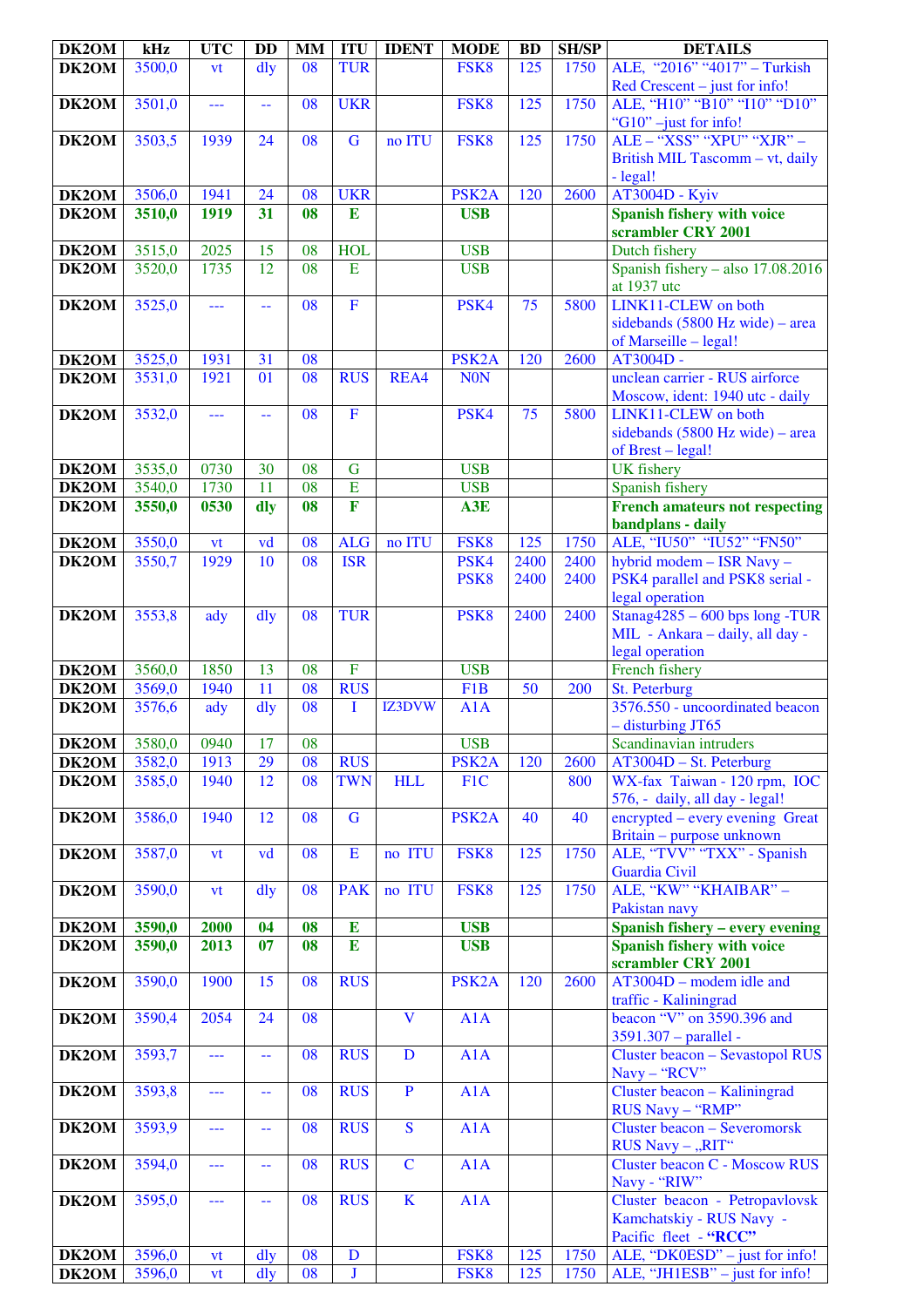| DK2OM | kHz | UTC | DD | MM | ITU | IDENT | MODE | BD | SH/SP | DETAILS |
|---|---|---|---|---|---|---|---|---|---|---|
| DK2OM | 3500,0 | vt | dly | 08 | TUR | | FSK8 | 125 | 1750 | ALE, "2016" "4017" – Turkish Red Crescent – just for info! |
| DK2OM | 3501,0 | --- | -- | 08 | UKR | | FSK8 | 125 | 1750 | ALE, "H10" "B10" "I10" "D10" "G10" –just for info! |
| DK2OM | 3503,5 | 1939 | 24 | 08 | G | no ITU | FSK8 | 125 | 1750 | ALE – "XSS" "XPU" "XJR" – British MIL Tascomm – vt, daily - legal! |
| DK2OM | 3506,0 | 1941 | 24 | 08 | UKR | | PSK2A | 120 | 2600 | AT3004D - Kyiv |
| **DK2OM** | **3510,0** | **1919** | **31** | **08** | **E** | | **USB** | | | **Spanish fishery with voice scrambler CRY 2001** |
| DK2OM | 3515,0 | 2025 | 15 | 08 | HOL | | USB | | | Dutch fishery |
| DK2OM | 3520,0 | 1735 | 12 | 08 | E | | USB | | | Spanish fishery – also 17.08.2016 at 1937 utc |
| DK2OM | 3525,0 | --- | -- | 08 | F | | PSK4 | 75 | 5800 | LINK11-CLEW on both sidebands (5800 Hz wide) – area of Marseille – legal! |
| DK2OM | 3525,0 | 1931 | 31 | 08 | | | PSK2A | 120 | 2600 | AT3004D - |
| DK2OM | 3531,0 | 1921 | 01 | 08 | RUS | REA4 | N0N | | | unclean carrier - RUS airforce Moscow, ident: 1940 utc - daily |
| DK2OM | 3532,0 | --- | -- | 08 | F | | PSK4 | 75 | 5800 | LINK11-CLEW on both sidebands (5800 Hz wide) – area of Brest – legal! |
| DK2OM | 3535,0 | 0730 | 30 | 08 | G | | USB | | | UK fishery |
| DK2OM | 3540,0 | 1730 | 11 | 08 | E | | USB | | | Spanish fishery |
| **DK2OM** | **3550,0** | **0530** | **dly** | **08** | **F** | | **A3E** | | | **French amateurs not respecting bandplans - daily** |
| DK2OM | 3550,0 | vt | vd | 08 | ALG | no ITU | FSK8 | 125 | 1750 | ALE, "IU50" "IU52" "FN50" |
| DK2OM | 3550,7 | 1929 | 10 | 08 | ISR | | PSK4 PSK8 | 2400 2400 | 2400 2400 | hybrid modem – ISR Navy – PSK4 parallel and PSK8 serial - legal operation |
| DK2OM | 3553,8 | ady | dly | 08 | TUR | | PSK8 | 2400 | 2400 | Stanag4285 – 600 bps long -TUR MIL - Ankara – daily, all day - legal operation |
| DK2OM | 3560,0 | 1850 | 13 | 08 | F | | USB | | | French fishery |
| DK2OM | 3569,0 | 1940 | 11 | 08 | RUS | | F1B | 50 | 200 | St. Peterburg |
| DK2OM | 3576,6 | ady | dly | 08 | I | IZ3DVW | A1A | | | 3576.550 - uncoordinated beacon – disturbing JT65 |
| DK2OM | 3580,0 | 0940 | 17 | 08 | | | USB | | | Scandinavian intruders |
| DK2OM | 3582,0 | 1913 | 29 | 08 | RUS | | PSK2A | 120 | 2600 | AT3004D – St. Peterburg |
| DK2OM | 3585,0 | 1940 | 12 | 08 | TWN | HLL | F1C | | 800 | WX-fax Taiwan - 120 rpm, IOC 576, - daily, all day - legal! |
| DK2OM | 3586,0 | 1940 | 12 | 08 | G | | PSK2A | 40 | 40 | encrypted – every evening Great Britain – purpose unknown |
| DK2OM | 3587,0 | vt | vd | 08 | E | no ITU | FSK8 | 125 | 1750 | ALE, "TVV" "TXX" - Spanish Guardia Civil |
| DK2OM | 3590,0 | vt | dly | 08 | PAK | no ITU | FSK8 | 125 | 1750 | ALE, "KW" "KHAIBAR" – Pakistan navy |
| **DK2OM** | **3590,0** | **2000** | **04** | **08** | **E** | | **USB** | | | **Spanish fishery – every evening** |
| **DK2OM** | **3590,0** | **2013** | **07** | **08** | **E** | | **USB** | | | **Spanish fishery with voice scrambler CRY 2001** |
| DK2OM | 3590,0 | 1900 | 15 | 08 | RUS | | PSK2A | 120 | 2600 | AT3004D – modem idle and traffic - Kaliningrad |
| DK2OM | 3590,4 | 2054 | 24 | 08 | | V | A1A | | | beacon "V" on 3590.396 and 3591.307 – parallel - |
| DK2OM | 3593,7 | --- | -- | 08 | RUS | D | A1A | | | Cluster beacon – Sevastopol RUS Navy – "RCV" |
| DK2OM | 3593,8 | --- | -- | 08 | RUS | P | A1A | | | Cluster beacon – Kaliningrad RUS Navy – "RMP" |
| DK2OM | 3593,9 | --- | -- | 08 | RUS | S | A1A | | | Cluster beacon – Severomorsk RUS Navy – „RIT" |
| DK2OM | 3594,0 | --- | -- | 08 | RUS | C | A1A | | | Cluster beacon C - Moscow RUS Navy - "RIW" |
| DK2OM | 3595,0 | --- | -- | 08 | RUS | K | A1A | | | Cluster beacon - Petropavlovsk Kamchatskiy - RUS Navy - Pacific fleet - **"RCC"** |
| DK2OM | 3596,0 | vt | dly | 08 | D | | FSK8 | 125 | 1750 | ALE, "DK0ESD" – just for info! |
| DK2OM | 3596,0 | vt | dly | 08 | J | | FSK8 | 125 | 1750 | ALE, "JH1ESB" – just for info! |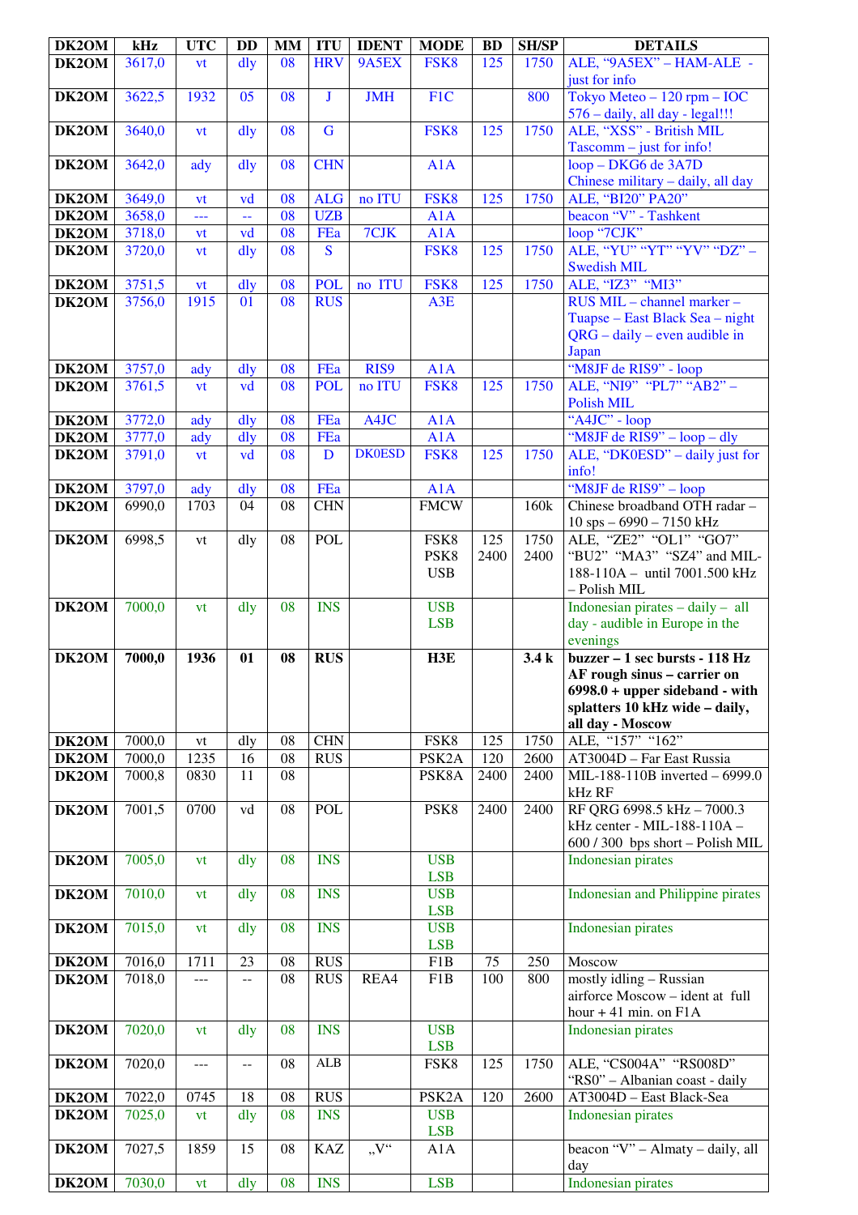| DK2OM | kHz | UTC | DD | MM | ITU | IDENT | MODE | BD | SH/SP | DETAILS |
|---|---|---|---|---|---|---|---|---|---|---|
| DK2OM | 3617,0 | vt | dly | 08 | HRV | 9A5EX | FSK8 | 125 | 1750 | ALE, "9A5EX" – HAM-ALE - just for info |
| DK2OM | 3622,5 | 1932 | 05 | 08 | J | JMH | F1C | | 800 | Tokyo Meteo – 120 rpm – IOC 576 – daily, all day - legal!!! |
| DK2OM | 3640,0 | vt | dly | 08 | G | | FSK8 | 125 | 1750 | ALE, "XSS" - British MIL Tascomm – just for info! |
| DK2OM | 3642,0 | ady | dly | 08 | CHN | | A1A | | | loop – DKG6 de 3A7D Chinese military – daily, all day |
| DK2OM | 3649,0 | vt | vd | 08 | ALG | no ITU | FSK8 | 125 | 1750 | ALE, "BI20" PA20" |
| DK2OM | 3658,0 | --- | -- | 08 | UZB | | A1A | | | beacon "V" - Tashkent |
| DK2OM | 3718,0 | vt | vd | 08 | FEa | 7CJK | A1A | | | loop "7CJK" |
| DK2OM | 3720,0 | vt | dly | 08 | S | | FSK8 | 125 | 1750 | ALE, "YU" "YT" "YV" "DZ" – Swedish MIL |
| DK2OM | 3751,5 | vt | dly | 08 | POL | no ITU | FSK8 | 125 | 1750 | ALE, "IZ3" "MI3" |
| DK2OM | 3756,0 | 1915 | 01 | 08 | RUS | | A3E | | | RUS MIL – channel marker – Tuapse – East Black Sea – night QRG – daily – even audible in Japan |
| DK2OM | 3757,0 | ady | dly | 08 | FEa | RIS9 | A1A | | | "M8JF de RIS9" - loop |
| DK2OM | 3761,5 | vt | vd | 08 | POL | no ITU | FSK8 | 125 | 1750 | ALE, "NI9" "PL7" "AB2" – Polish MIL |
| DK2OM | 3772,0 | ady | dly | 08 | FEa | A4JC | A1A | | | "A4JC" - loop |
| DK2OM | 3777,0 | ady | dly | 08 | FEa | | A1A | | | "M8JF de RIS9" – loop – dly |
| DK2OM | 3791,0 | vt | vd | 08 | D | DK0ESD | FSK8 | 125 | 1750 | ALE, "DK0ESD" – daily just for info! |
| DK2OM | 3797,0 | ady | dly | 08 | FEa | | A1A | | | "M8JF de RIS9" – loop |
| DK2OM | 6990,0 | 1703 | 04 | 08 | CHN | | FMCW | | 160k | Chinese broadband OTH radar – 10 sps – 6990 – 7150 kHz |
| DK2OM | 6998,5 | vt | dly | 08 | POL | | FSK8 PSK8 USB | 125 2400 | 1750 2400 | ALE, "ZE2" "OL1" "GO7" "BU2" "MA3" "SZ4" and MIL-188-110A – until 7001.500 kHz – Polish MIL |
| DK2OM | 7000,0 | vt | dly | 08 | INS | | USB LSB | | | Indonesian pirates – daily – all day - audible in Europe in the evenings |
| **DK2OM** | **7000,0** | **1936** | **01** | **08** | **RUS** | | **H3E** | | **3.4 k** | **buzzer – 1 sec bursts - 118 Hz AF rough sinus – carrier on 6998.0 + upper sideband - with splatters 10 kHz wide – daily, all day - Moscow** |
| DK2OM | 7000,0 | vt | dly | 08 | CHN | | FSK8 | 125 | 1750 | ALE, "157" "162" |
| DK2OM | 7000,0 | 1235 | 16 | 08 | RUS | | PSK2A | 120 | 2600 | AT3004D – Far East Russia |
| DK2OM | 7000,8 | 0830 | 11 | 08 | | | PSK8A | 2400 | 2400 | MIL-188-110B inverted – 6999.0 kHz RF |
| DK2OM | 7001,5 | 0700 | vd | 08 | POL | | PSK8 | 2400 | 2400 | RF QRG 6998.5 kHz – 7000.3 kHz center - MIL-188-110A – 600 / 300 bps short – Polish MIL |
| DK2OM | 7005,0 | vt | dly | 08 | INS | | USB LSB | | | Indonesian pirates |
| DK2OM | 7010,0 | vt | dly | 08 | INS | | USB LSB | | | Indonesian and Philippine pirates |
| DK2OM | 7015,0 | vt | dly | 08 | INS | | USB LSB | | | Indonesian pirates |
| DK2OM | 7016,0 | 1711 | 23 | 08 | RUS | | F1B | 75 | 250 | Moscow |
| DK2OM | 7018,0 | --- | -- | 08 | RUS | REA4 | F1B | 100 | 800 | mostly idling – Russian airforce Moscow – ident at full hour + 41 min. on F1A |
| DK2OM | 7020,0 | vt | dly | 08 | INS | | USB LSB | | | Indonesian pirates |
| DK2OM | 7020,0 | --- | -- | 08 | ALB | | FSK8 | 125 | 1750 | ALE, "CS004A" "RS008D" "RS0" – Albanian coast - daily |
| DK2OM | 7022,0 | 0745 | 18 | 08 | RUS | | PSK2A | 120 | 2600 | AT3004D – East Black-Sea |
| DK2OM | 7025,0 | vt | dly | 08 | INS | | USB LSB | | | Indonesian pirates |
| DK2OM | 7027,5 | 1859 | 15 | 08 | KAZ | „V" | A1A | | | beacon "V" – Almaty – daily, all day |
| DK2OM | 7030,0 | vt | dly | 08 | INS | | LSB | | | Indonesian pirates |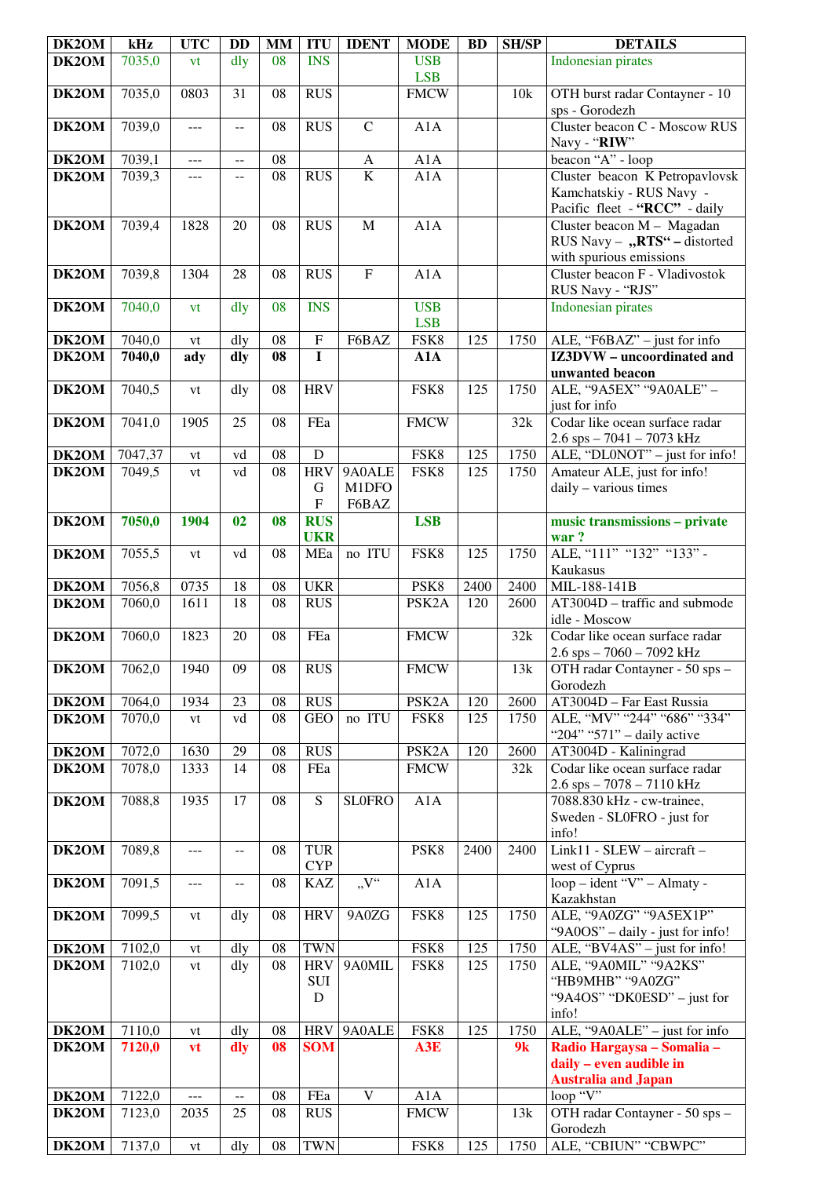| DK2OM | kHz | UTC | DD | MM | ITU | IDENT | MODE | BD | SH/SP | DETAILS |
|---|---|---|---|---|---|---|---|---|---|---|
| DK2OM | 7035,0 | vt | dly | 08 | INS | | USB LSB | | | Indonesian pirates |
| DK2OM | 7035,0 | 0803 | 31 | 08 | RUS | | FMCW | | 10k | OTH burst radar Contayner - 10 sps - Gorodezh |
| DK2OM | 7039,0 | --- | -- | 08 | RUS | C | A1A | | | Cluster beacon C - Moscow RUS Navy - "**RIW**" |
| DK2OM | 7039,1 | --- | -- | 08 | | A | A1A | | | beacon "A" - loop |
| DK2OM | 7039,3 | --- | -- | 08 | RUS | K | A1A | | | Cluster beacon K Petropavlovsk Kamchatskiy - RUS Navy - Pacific fleet - **"RCC"** - daily |
| DK2OM | 7039,4 | 1828 | 20 | 08 | RUS | M | A1A | | | Cluster beacon M – Magadan RUS Navy – **„RTS" –** distorted with spurious emissions |
| DK2OM | 7039,8 | 1304 | 28 | 08 | RUS | F | A1A | | | Cluster beacon F - Vladivostok RUS Navy - "RJS" |
| DK2OM | 7040,0 | vt | dly | 08 | INS | | USB LSB | | | Indonesian pirates |
| DK2OM | 7040,0 | vt | dly | 08 | F | F6BAZ | FSK8 | 125 | 1750 | ALE, "F6BAZ" – just for info |
| **DK2OM** | **7040,0** | **ady** | **dly** | **08** | **I** | | **A1A** | | | **IZ3DVW – uncoordinated and unwanted beacon** |
| DK2OM | 7040,5 | vt | dly | 08 | HRV | | FSK8 | 125 | 1750 | ALE, "9A5EX" "9A0ALE" – just for info |
| DK2OM | 7041,0 | 1905 | 25 | 08 | FEa | | FMCW | | 32k | Codar like ocean surface radar 2.6 sps – 7041 – 7073 kHz |
| DK2OM | 7047,37 | vt | vd | 08 | D | | FSK8 | 125 | 1750 | ALE, "DL0NOT" – just for info! |
| DK2OM | 7049,5 | vt | vd | 08 | HRV G F | 9A0ALE M1DFO F6BAZ | FSK8 | 125 | 1750 | Amateur ALE, just for info! daily – various times |
| DK2OM | **7050,0** | **1904** | **02** | **08** | **RUS UKR** | | **LSB** | | | **music transmissions – private war ?** |
| DK2OM | 7055,5 | vt | vd | 08 | MEa | no ITU | FSK8 | 125 | 1750 | ALE, "111" "132" "133" - Kaukasus |
| DK2OM | 7056,8 | 0735 | 18 | 08 | UKR | | PSK8 | 2400 | 2400 | MIL-188-141B |
| DK2OM | 7060,0 | 1611 | 18 | 08 | RUS | | PSK2A | 120 | 2600 | AT3004D – traffic and submode idle - Moscow |
| DK2OM | 7060,0 | 1823 | 20 | 08 | FEa | | FMCW | | 32k | Codar like ocean surface radar 2.6 sps – 7060 – 7092 kHz |
| DK2OM | 7062,0 | 1940 | 09 | 08 | RUS | | FMCW | | 13k | OTH radar Contayner - 50 sps – Gorodezh |
| DK2OM | 7064,0 | 1934 | 23 | 08 | RUS | | PSK2A | 120 | 2600 | AT3004D – Far East Russia |
| DK2OM | 7070,0 | vt | vd | 08 | GEO | no ITU | FSK8 | 125 | 1750 | ALE, "MV" "244" "686" "334" "204" "571" – daily active |
| DK2OM | 7072,0 | 1630 | 29 | 08 | RUS | | PSK2A | 120 | 2600 | AT3004D - Kaliningrad |
| DK2OM | 7078,0 | 1333 | 14 | 08 | FEa | | FMCW | | 32k | Codar like ocean surface radar 2.6 sps – 7078 – 7110 kHz |
| DK2OM | 7088,8 | 1935 | 17 | 08 | S | SL0FRO | A1A | | | 7088.830 kHz - cw-trainee, Sweden - SL0FRO - just for info! |
| DK2OM | 7089,8 | --- | -- | 08 | TUR CYP | | PSK8 | 2400 | 2400 | Link11 - SLEW – aircraft – west of Cyprus |
| DK2OM | 7091,5 | --- | -- | 08 | KAZ | „V" | A1A | | | loop – ident "V" – Almaty - Kazakhstan |
| DK2OM | 7099,5 | vt | dly | 08 | HRV | 9A0ZG | FSK8 | 125 | 1750 | ALE, "9A0ZG" "9A5EX1P" "9A0OS" – daily - just for info! |
| DK2OM | 7102,0 | vt | dly | 08 | TWN | | FSK8 | 125 | 1750 | ALE, "BV4AS" – just for info! |
| DK2OM | 7102,0 | vt | dly | 08 | HRV SUI D | 9A0MIL | FSK8 | 125 | 1750 | ALE, "9A0MIL" "9A2KS" "HB9MHB" "9A0ZG" "9A4OS" "DK0ESD" – just for info! |
| DK2OM | 7110,0 | vt | dly | 08 | HRV | 9A0ALE | FSK8 | 125 | 1750 | ALE, "9A0ALE" – just for info |
| DK2OM | **7120,0** | **vt** | **dly** | **08** | **SOM** | | **A3E** | | **9k** | **Radio Hargaysa – Somalia – daily – even audible in Australia and Japan** |
| DK2OM | 7122,0 | --- | -- | 08 | FEa | V | A1A | | | loop "V" |
| DK2OM | 7123,0 | 2035 | 25 | 08 | RUS | | FMCW | | 13k | OTH radar Contayner - 50 sps – Gorodezh |
| DK2OM | 7137,0 | vt | dly | 08 | TWN | | FSK8 | 125 | 1750 | ALE, "CBIUN" "CBWPC" |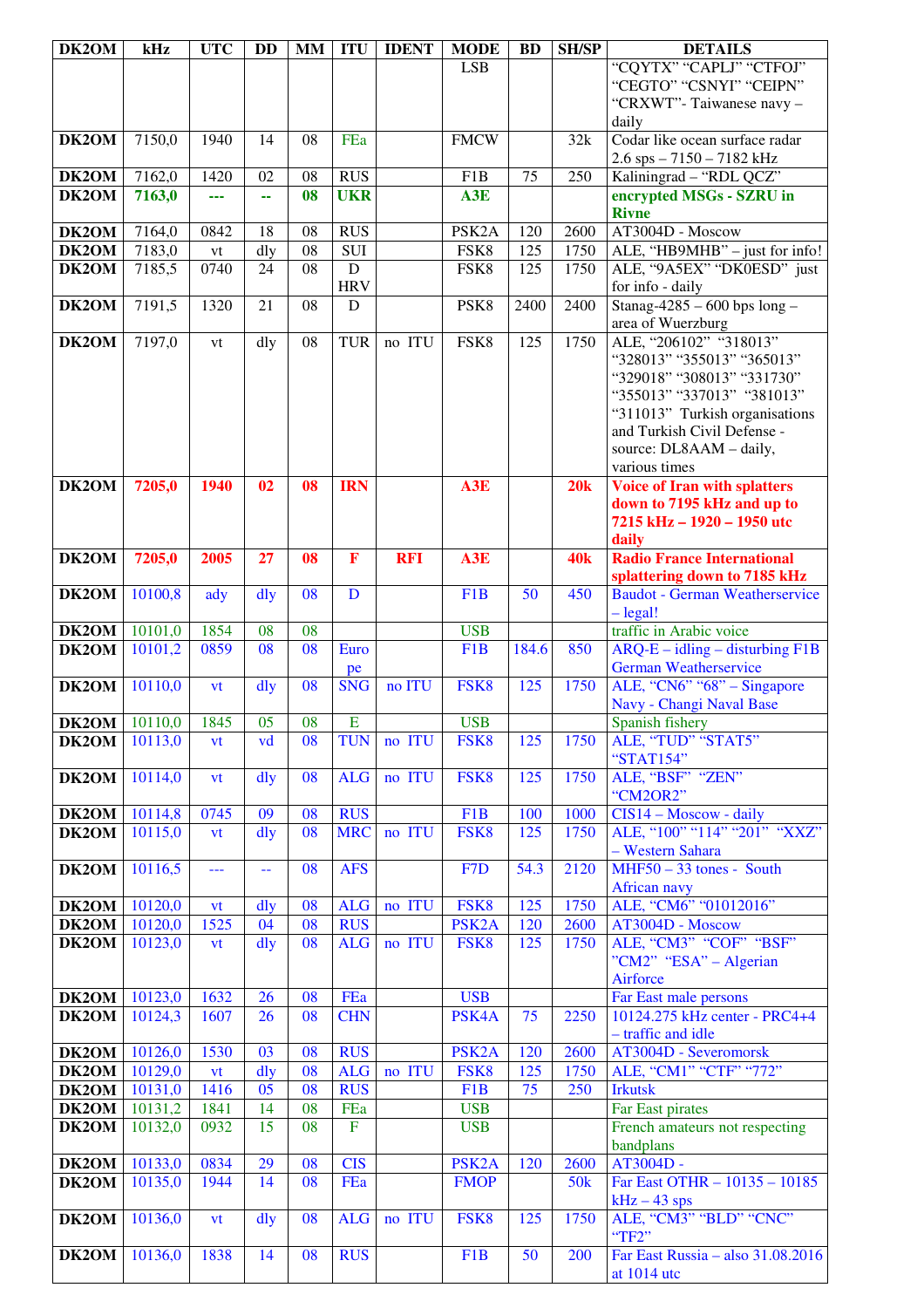| DK2OM | kHz | UTC | DD | MM | ITU | IDENT | MODE | BD | SH/SP | DETAILS |
|---|---|---|---|---|---|---|---|---|---|---|
| | | | | | | | LSB | | | "CQYTX" "CAPLJ" "CTFOJ" "CEGTO" "CSNYI" "CEIPN" "CRXWT"- Taiwanese navy – daily |
| **DK2OM** | 7150,0 | 1940 | 14 | 08 | FEa | | FMCW | | 32k | Codar like ocean surface radar 2.6 sps – 7150 – 7182 kHz |
| **DK2OM** | 7162,0 | 1420 | 02 | 08 | RUS | | F1B | 75 | 250 | Kaliningrad – "RDL QCZ" |
| **DK2OM** | **7163,0** | **---** | **--** | **08** | **UKR** | | **A3E** | | | **encrypted MSGs - SZRU in Rivne** |
| **DK2OM** | 7164,0 | 0842 | 18 | 08 | RUS | | PSK2A | 120 | 2600 | AT3004D - Moscow |
| **DK2OM** | 7183,0 | vt | dly | 08 | SUI | | FSK8 | 125 | 1750 | ALE, "HB9MHB" – just for info! |
| **DK2OM** | 7185,5 | 0740 | 24 | 08 | D HRV | | FSK8 | 125 | 1750 | ALE, "9A5EX" "DK0ESD" just for info - daily |
| **DK2OM** | 7191,5 | 1320 | 21 | 08 | D | | PSK8 | 2400 | 2400 | Stanag-4285 – 600 bps long – area of Wuerzburg |
| **DK2OM** | 7197,0 | vt | dly | 08 | TUR | no ITU | FSK8 | 125 | 1750 | ALE, "206102" "318013" "328013" "355013" "365013" "329018" "308013" "331730" "355013" "337013" "381013" "311013" Turkish organisations and Turkish Civil Defense - source: DL8AAM – daily, various times |
| **DK2OM** | **7205,0** | **1940** | **02** | **08** | **IRN** | | **A3E** | | **20k** | **Voice of Iran with splatters down to 7195 kHz and up to 7215 kHz – 1920 – 1950 utc daily** |
| **DK2OM** | **7205,0** | **2005** | **27** | **08** | **F** | **RFI** | **A3E** | | **40k** | **Radio France International splattering down to 7185 kHz** |
| **DK2OM** | 10100,8 | ady | dly | 08 | D | | F1B | 50 | 450 | Baudot - German Weatherservice – legal! |
| **DK2OM** | 10101,0 | 1854 | 08 | 08 | | | USB | | | traffic in Arabic voice |
| **DK2OM** | 10101,2 | 0859 | 08 | 08 | Europe | | F1B | 184.6 | 850 | ARQ-E – idling – disturbing F1B German Weatherservice |
| **DK2OM** | 10110,0 | vt | dly | 08 | SNG | no ITU | FSK8 | 125 | 1750 | ALE, "CN6" "68" – Singapore Navy - Changi Naval Base |
| **DK2OM** | 10110,0 | 1845 | 05 | 08 | E | | USB | | | Spanish fishery |
| **DK2OM** | 10113,0 | vt | vd | 08 | TUN | no ITU | FSK8 | 125 | 1750 | ALE, "TUD" "STAT5" "STAT154" |
| **DK2OM** | 10114,0 | vt | dly | 08 | ALG | no ITU | FSK8 | 125 | 1750 | ALE, "BSF" "ZEN" "CM2OR2" |
| **DK2OM** | 10114,8 | 0745 | 09 | 08 | RUS | | F1B | 100 | 1000 | CIS14 – Moscow - daily |
| **DK2OM** | 10115,0 | vt | dly | 08 | MRC | no ITU | FSK8 | 125 | 1750 | ALE, "100" "114" "201" "XXZ" – Western Sahara |
| **DK2OM** | 10116,5 | --- | -- | 08 | AFS | | F7D | 54.3 | 2120 | MHF50 – 33 tones - South African navy |
| **DK2OM** | 10120,0 | vt | dly | 08 | ALG | no ITU | FSK8 | 125 | 1750 | ALE, "CM6" "01012016" |
| **DK2OM** | 10120,0 | 1525 | 04 | 08 | RUS | | PSK2A | 120 | 2600 | AT3004D - Moscow |
| **DK2OM** | 10123,0 | vt | dly | 08 | ALG | no ITU | FSK8 | 125 | 1750 | ALE, "CM3" "COF" "BSF" "CM2" "ESA" – Algerian Airforce |
| **DK2OM** | 10123,0 | 1632 | 26 | 08 | FEa | | USB | | | Far East male persons |
| **DK2OM** | 10124,3 | 1607 | 26 | 08 | CHN | | PSK4A | 75 | 2250 | 10124.275 kHz center - PRC4+4 – traffic and idle |
| **DK2OM** | 10126,0 | 1530 | 03 | 08 | RUS | | PSK2A | 120 | 2600 | AT3004D - Severomorsk |
| **DK2OM** | 10129,0 | vt | dly | 08 | ALG | no ITU | FSK8 | 125 | 1750 | ALE, "CM1" "CTF" "772" |
| **DK2OM** | 10131,0 | 1416 | 05 | 08 | RUS | | F1B | 75 | 250 | Irkutsk |
| **DK2OM** | 10131,2 | 1841 | 14 | 08 | FEa | | USB | | | Far East pirates |
| **DK2OM** | 10132,0 | 0932 | 15 | 08 | F | | USB | | | French amateurs not respecting bandplans |
| **DK2OM** | 10133,0 | 0834 | 29 | 08 | CIS | | PSK2A | 120 | 2600 | AT3004D - |
| **DK2OM** | 10135,0 | 1944 | 14 | 08 | FEa | | FMOP | | 50k | Far East OTHR – 10135 – 10185 kHz – 43 sps |
| **DK2OM** | 10136,0 | vt | dly | 08 | ALG | no ITU | FSK8 | 125 | 1750 | ALE, "CM3" "BLD" "CNC" "TF2" |
| **DK2OM** | 10136,0 | 1838 | 14 | 08 | RUS | | F1B | 50 | 200 | Far East Russia – also 31.08.2016 at 1014 utc |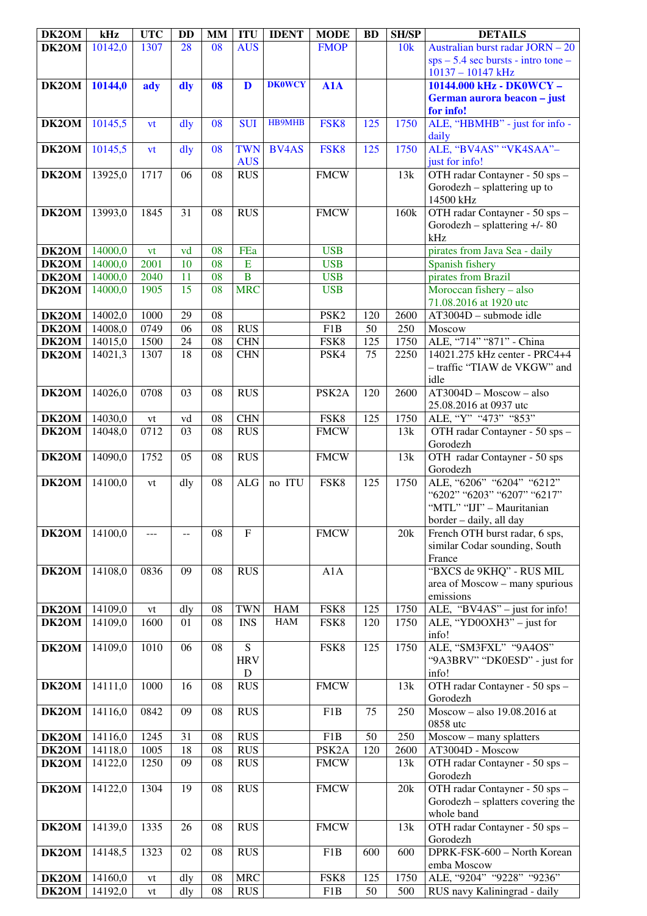| DK2OM | kHz | UTC | DD | MM | ITU | IDENT | MODE | BD | SH/SP | DETAILS |
|---|---|---|---|---|---|---|---|---|---|---|
| DK2OM | 10142,0 | 1307 | 28 | 08 | AUS | | FMOP | | 10k | Australian burst radar JORN – 20 sps – 5.4 sec bursts - intro tone – 10137 – 10147 kHz |
| **DK2OM** | **10144,0** | **ady** | **dly** | **08** | **D** | **DK0WCY** | **A1A** | | | **10144.000 kHz - DK0WCY – German aurora beacon – just for info!** |
| DK2OM | 10145,5 | vt | dly | 08 | SUI | HB9MHB | FSK8 | 125 | 1750 | ALE, "HBMHB" - just for info - daily |
| DK2OM | 10145,5 | vt | dly | 08 | TWN AUS | BV4AS | FSK8 | 125 | 1750 | ALE, "BV4AS" "VK4SAA"– just for info! |
| DK2OM | 13925,0 | 1717 | 06 | 08 | RUS | | FMCW | | 13k | OTH radar Contayner - 50 sps – Gorodezh – splattering up to 14500 kHz |
| DK2OM | 13993,0 | 1845 | 31 | 08 | RUS | | FMCW | | 160k | OTH radar Contayner - 50 sps – Gorodezh – splattering +/- 80 kHz |
| DK2OM | 14000,0 | vt | vd | 08 | FEa | | USB | | | pirates from Java Sea - daily |
| DK2OM | 14000,0 | 2001 | 10 | 08 | E | | USB | | | Spanish fishery |
| DK2OM | 14000,0 | 2040 | 11 | 08 | B | | USB | | | pirates from Brazil |
| DK2OM | 14000,0 | 1905 | 15 | 08 | MRC | | USB | | | Moroccan fishery – also 71.08.2016 at 1920 utc |
| DK2OM | 14002,0 | 1000 | 29 | 08 | | | PSK2 | 120 | 2600 | AT3004D – submode idle |
| DK2OM | 14008,0 | 0749 | 06 | 08 | RUS | | F1B | 50 | 250 | Moscow |
| DK2OM | 14015,0 | 1500 | 24 | 08 | CHN | | FSK8 | 125 | 1750 | ALE, "714" "871" - China |
| DK2OM | 14021,3 | 1307 | 18 | 08 | CHN | | PSK4 | 75 | 2250 | 14021.275 kHz center - PRC4+4 – traffic "TIAW de VKGW" and idle |
| DK2OM | 14026,0 | 0708 | 03 | 08 | RUS | | PSK2A | 120 | 2600 | AT3004D – Moscow – also 25.08.2016 at 0937 utc |
| DK2OM | 14030,0 | vt | vd | 08 | CHN | | FSK8 | 125 | 1750 | ALE, "Y" "473" "853" |
| DK2OM | 14048,0 | 0712 | 03 | 08 | RUS | | FMCW | | 13k | OTH radar Contayner - 50 sps – Gorodezh |
| DK2OM | 14090,0 | 1752 | 05 | 08 | RUS | | FMCW | | 13k | OTH radar Contayner - 50 sps Gorodezh |
| DK2OM | 14100,0 | vt | dly | 08 | ALG | no ITU | FSK8 | 125 | 1750 | ALE, "6206" "6204" "6212" "6202" "6203" "6207" "6217" "MTL" "IJI" – Mauritanian border – daily, all day |
| DK2OM | 14100,0 | --- | -- | 08 | F | | FMCW | | 20k | French OTH burst radar, 6 sps, similar Codar sounding, South France |
| DK2OM | 14108,0 | 0836 | 09 | 08 | RUS | | A1A | | | "BXCS de 9KHQ" - RUS MIL area of Moscow – many spurious emissions |
| DK2OM | 14109,0 | vt | dly | 08 | TWN | HAM | FSK8 | 125 | 1750 | ALE, "BV4AS" – just for info! |
| DK2OM | 14109,0 | 1600 | 01 | 08 | INS | HAM | FSK8 | 120 | 1750 | ALE, "YD0OXH3" – just for info! |
| DK2OM | 14109,0 | 1010 | 06 | 08 | S HRV D | | FSK8 | 125 | 1750 | ALE, "SM3FXL" "9A4OS" "9A3BRV" "DK0ESD" - just for info! |
| DK2OM | 14111,0 | 1000 | 16 | 08 | RUS | | FMCW | | 13k | OTH radar Contayner - 50 sps – Gorodezh |
| DK2OM | 14116,0 | 0842 | 09 | 08 | RUS | | F1B | 75 | 250 | Moscow – also 19.08.2016 at 0858 utc |
| DK2OM | 14116,0 | 1245 | 31 | 08 | RUS | | F1B | 50 | 250 | Moscow – many splatters |
| DK2OM | 14118,0 | 1005 | 18 | 08 | RUS | | PSK2A | 120 | 2600 | AT3004D - Moscow |
| DK2OM | 14122,0 | 1250 | 09 | 08 | RUS | | FMCW | | 13k | OTH radar Contayner - 50 sps – Gorodezh |
| DK2OM | 14122,0 | 1304 | 19 | 08 | RUS | | FMCW | | 20k | OTH radar Contayner - 50 sps – Gorodezh – splatters covering the whole band |
| DK2OM | 14139,0 | 1335 | 26 | 08 | RUS | | FMCW | | 13k | OTH radar Contayner - 50 sps – Gorodezh |
| DK2OM | 14148,5 | 1323 | 02 | 08 | RUS | | F1B | 600 | 600 | DPRK-FSK-600 – North Korean emba Moscow |
| DK2OM | 14160,0 | vt | dly | 08 | MRC | | FSK8 | 125 | 1750 | ALE, "9204" "9228" "9236" |
| DK2OM | 14192,0 | vt | dly | 08 | RUS | | F1B | 50 | 500 | RUS navy Kaliningrad - daily |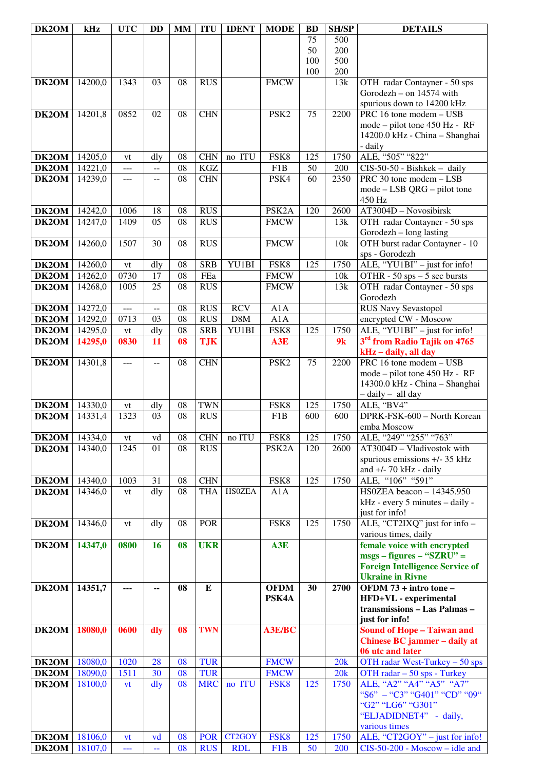| DK2OM | kHz | UTC | DD | MM | ITU | IDENT | MODE | BD | SH/SP | DETAILS |
|---|---|---|---|---|---|---|---|---|---|---|
| | | | | | | | | 75 50 100 100 | 500 200 500 200 | |
| DK2OM | 14200,0 | 1343 | 03 | 08 | RUS | | FMCW | | 13k | OTH radar Contayner - 50 sps Gorodezh – on 14574 with spurious down to 14200 kHz |
| DK2OM | 14201,8 | 0852 | 02 | 08 | CHN | | PSK2 | 75 | 2200 | PRC 16 tone modem – USB mode – pilot tone 450 Hz - RF 14200.0 kHz - China – Shanghai - daily |
| DK2OM | 14205,0 | vt | dly | 08 | CHN | no ITU | FSK8 | 125 | 1750 | ALE, "505" "822" |
| DK2OM | 14221,0 | --- | -- | 08 | KGZ | | F1B | 50 | 200 | CIS-50-50 - Bishkek – daily |
| DK2OM | 14239,0 | --- | -- | 08 | CHN | | PSK4 | 60 | 2350 | PRC 30 tone modem – LSB mode – LSB QRG – pilot tone 450 Hz |
| DK2OM | 14242,0 | 1006 | 18 | 08 | RUS | | PSK2A | 120 | 2600 | AT3004D – Novosibirsk |
| DK2OM | 14247,0 | 1409 | 05 | 08 | RUS | | FMCW | | 13k | OTH radar Contayner - 50 sps Gorodezh – long lasting |
| DK2OM | 14260,0 | 1507 | 30 | 08 | RUS | | FMCW | | 10k | OTH burst radar Contayner - 10 sps - Gorodezh |
| DK2OM | 14260,0 | vt | dly | 08 | SRB | YU1BI | FSK8 | 125 | 1750 | ALE, "YU1BI" – just for info! |
| DK2OM | 14262,0 | 0730 | 17 | 08 | FEa | | FMCW | | 10k | OTHR - 50 sps – 5 sec bursts |
| DK2OM | 14268,0 | 1005 | 25 | 08 | RUS | | FMCW | | 13k | OTH radar Contayner - 50 sps Gorodezh |
| DK2OM | 14272,0 | --- | -- | 08 | RUS | RCV | A1A | | | RUS Navy Sevastopol |
| DK2OM | 14292,0 | 0713 | 03 | 08 | RUS | D8M | A1A | | | encrypted CW - Moscow |
| DK2OM | 14295,0 | vt | dly | 08 | SRB | YU1BI | FSK8 | 125 | 1750 | ALE, "YU1BI" – just for info! |
| **DK2OM** | **14295,0** | **0830** | **11** | **08** | **TJK** | | **A3E** | | **9k** | **3rd from Radio Tajik on 4765 kHz – daily, all day** |
| DK2OM | 14301,8 | --- | -- | 08 | CHN | | PSK2 | 75 | 2200 | PRC 16 tone modem – USB mode – pilot tone 450 Hz - RF 14300.0 kHz - China – Shanghai – daily – all day |
| DK2OM | 14330,0 | vt | dly | 08 | TWN | | FSK8 | 125 | 1750 | ALE, "BV4" |
| DK2OM | 14331,4 | 1323 | 03 | 08 | RUS | | F1B | 600 | 600 | DPRK-FSK-600 – North Korean emba Moscow |
| DK2OM | 14334,0 | vt | vd | 08 | CHN | no ITU | FSK8 | 125 | 1750 | ALE, "249" "255" "763" |
| DK2OM | 14340,0 | 1245 | 01 | 08 | RUS | | PSK2A | 120 | 2600 | AT3004D – Vladivostok with spurious emissions +/- 35 kHz and +/- 70 kHz - daily |
| DK2OM | 14340,0 | 1003 | 31 | 08 | CHN | | FSK8 | 125 | 1750 | ALE, "106" "591" |
| DK2OM | 14346,0 | vt | dly | 08 | THA | HS0ZEA | A1A | | | HS0ZEA beacon – 14345.950 kHz - every 5 minutes – daily - just for info! |
| DK2OM | 14346,0 | vt | dly | 08 | POR | | FSK8 | 125 | 1750 | ALE, "CT2IXQ" just for info – various times, daily |
| **DK2OM** | **14347,0** | **0800** | **16** | **08** | **UKR** | | **A3E** | | | **female voice with encrypted msgs – figures – "SZRU" = Foreign Intelligence Service of Ukraine in Rivne** |
| **DK2OM** | **14351,7** | **---** | **--** | **08** | **E** | | **OFDM PSK4A** | **30** | **2700** | **OFDM 73 + intro tone – HFD+VL - experimental transmissions – Las Palmas – just for info!** |
| **DK2OM** | **18080,0** | **0600** | **dly** | **08** | **TWN** | | **A3E/BC** | | | **Sound of Hope – Taiwan and Chinese BC jammer – daily at 06 utc and later** |
| DK2OM | 18080,0 | 1020 | 28 | 08 | TUR | | FMCW | | 20k | OTH radar West-Turkey – 50 sps |
| DK2OM | 18090,0 | 1511 | 30 | 08 | TUR | | FMCW | | 20k | OTH radar – 50 sps - Turkey |
| DK2OM | 18100,0 | vt | dly | 08 | MRC | no ITU | FSK8 | 125 | 1750 | ALE, "A2" "A4" "A5" "A7" "S6" – "C3" "G401" "CD" "09" "G2" "LG6" "G301" "ELJADIDNET4" - daily, various times |
| DK2OM | 18106,0 | vt | vd | 08 | POR | CT2GOY | FSK8 | 125 | 1750 | ALE, "CT2GOY" – just for info! |
| DK2OM | 18107,0 | --- | -- | 08 | RUS | RDL | F1B | 50 | 200 | CIS-50-200 - Moscow – idle and |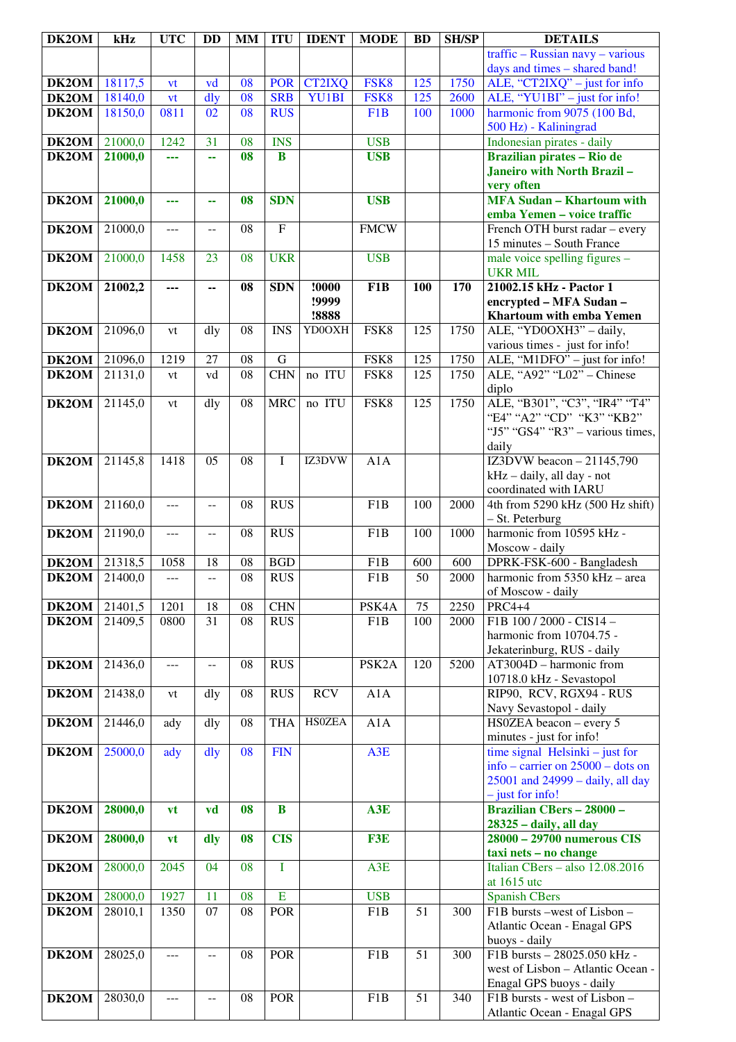| DK2OM | kHz | UTC | DD | MM | ITU | IDENT | MODE | BD | SH/SP | DETAILS |
|---|---|---|---|---|---|---|---|---|---|---|
| | | | | | | | | | | traffic – Russian navy – various days and times – shared band! |
| DK2OM | 18117,5 | vt | vd | 08 | POR | CT2IXQ | FSK8 | 125 | 1750 | ALE, "CT2IXQ" – just for info |
| DK2OM | 18140,0 | vt | dly | 08 | SRB | YU1BI | FSK8 | 125 | 2600 | ALE, "YU1BI" – just for info! |
| DK2OM | 18150,0 | 0811 | 02 | 08 | RUS | | F1B | 100 | 1000 | harmonic from 9075 (100 Bd, 500 Hz) - Kaliningrad |
| DK2OM | 21000,0 | 1242 | 31 | 08 | INS | | USB | | | Indonesian pirates - daily |
| **DK2OM** | **21000,0** | **---** | **--** | **08** | **B** | | **USB** | | | **Brazilian pirates – Rio de Janeiro with North Brazil – very often** |
| **DK2OM** | **21000,0** | **---** | **--** | **08** | **SDN** | | **USB** | | | **MFA Sudan – Khartoum with emba Yemen – voice traffic** |
| DK2OM | 21000,0 | --- | -- | 08 | F | | FMCW | | | French OTH burst radar – every 15 minutes – South France |
| DK2OM | 21000,0 | 1458 | 23 | 08 | UKR | | USB | | | male voice spelling figures – UKR MIL |
| **DK2OM** | **21002,2** | **---** | **--** | **08** | **SDN** | **!0000 !9999 !8888** | **F1B** | **100** | **170** | **21002.15 kHz - Pactor 1 encrypted – MFA Sudan – Khartoum with emba Yemen** |
| DK2OM | 21096,0 | vt | dly | 08 | INS | YD0OXH | FSK8 | 125 | 1750 | ALE, "YD0OXH3" – daily, various times - just for info! |
| DK2OM | 21096,0 | 1219 | 27 | 08 | G | | FSK8 | 125 | 1750 | ALE, "M1DFO" – just for info! |
| DK2OM | 21131,0 | vt | vd | 08 | CHN | no ITU | FSK8 | 125 | 1750 | ALE, "A92" "L02" – Chinese diplo |
| DK2OM | 21145,0 | vt | dly | 08 | MRC | no ITU | FSK8 | 125 | 1750 | ALE, "B301", "C3", "IR4" "T4" "E4" "A2" "CD" "K3" "KB2" "J5" "GS4" "R3" – various times, daily |
| DK2OM | 21145,8 | 1418 | 05 | 08 | I | IZ3DVW | A1A | | | IZ3DVW beacon – 21145,790 kHz – daily, all day - not coordinated with IARU |
| DK2OM | 21160,0 | --- | -- | 08 | RUS | | F1B | 100 | 2000 | 4th from 5290 kHz (500 Hz shift) – St. Peterburg |
| DK2OM | 21190,0 | --- | -- | 08 | RUS | | F1B | 100 | 1000 | harmonic from 10595 kHz - Moscow - daily |
| DK2OM | 21318,5 | 1058 | 18 | 08 | BGD | | F1B | 600 | 600 | DPRK-FSK-600 - Bangladesh |
| DK2OM | 21400,0 | --- | -- | 08 | RUS | | F1B | 50 | 2000 | harmonic from 5350 kHz – area of Moscow - daily |
| DK2OM | 21401,5 | 1201 | 18 | 08 | CHN | | PSK4A | 75 | 2250 | PRC4+4 |
| DK2OM | 21409,5 | 0800 | 31 | 08 | RUS | | F1B | 100 | 2000 | F1B 100 / 2000 - CIS14 – harmonic from 10704.75 - Jekaterinburg, RUS - daily |
| DK2OM | 21436,0 | --- | -- | 08 | RUS | | PSK2A | 120 | 5200 | AT3004D – harmonic from 10718.0 kHz - Sevastopol |
| DK2OM | 21438,0 | vt | dly | 08 | RUS | RCV | A1A | | | RIP90, RCV, RGX94 - RUS Navy Sevastopol - daily |
| DK2OM | 21446,0 | ady | dly | 08 | THA | HS0ZEA | A1A | | | HS0ZEA beacon – every 5 minutes - just for info! |
| DK2OM | 25000,0 | ady | dly | 08 | FIN | | A3E | | | time signal Helsinki – just for info – carrier on 25000 – dots on 25001 and 24999 – daily, all day – just for info! |
| **DK2OM** | **28000,0** | **vt** | **vd** | **08** | **B** | | **A3E** | | | **Brazilian CBers – 28000 – 28325 – daily, all day** |
| **DK2OM** | **28000,0** | **vt** | **dly** | **08** | **CIS** | | **F3E** | | | **28000 – 29700 numerous CIS taxi nets – no change** |
| DK2OM | 28000,0 | 2045 | 04 | 08 | I | | A3E | | | Italian CBers – also 12.08.2016 at 1615 utc |
| DK2OM | 28000,0 | 1927 | 11 | 08 | E | | USB | | | Spanish CBers |
| DK2OM | 28010,1 | 1350 | 07 | 08 | POR | | F1B | 51 | 300 | F1B bursts –west of Lisbon – Atlantic Ocean - Enagal GPS buoys - daily |
| DK2OM | 28025,0 | --- | -- | 08 | POR | | F1B | 51 | 300 | F1B bursts – 28025.050 kHz - west of Lisbon – Atlantic Ocean - Enagal GPS buoys - daily |
| DK2OM | 28030,0 | --- | -- | 08 | POR | | F1B | 51 | 340 | F1B bursts - west of Lisbon – Atlantic Ocean - Enagal GPS |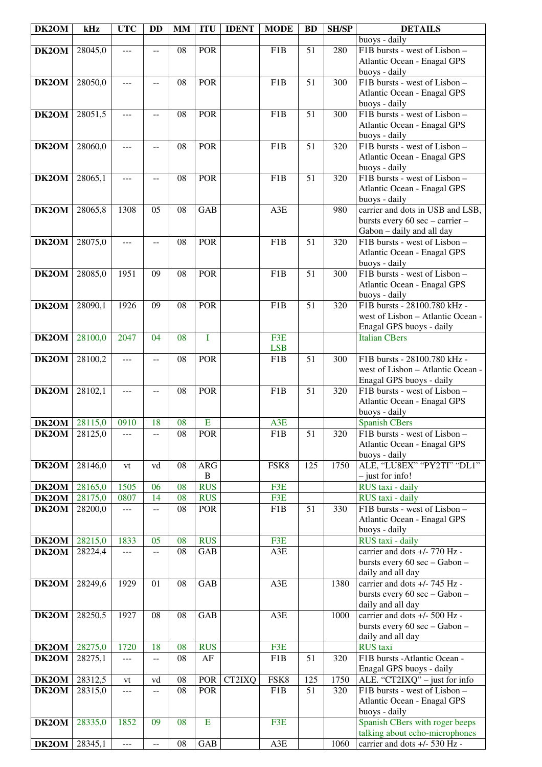| DK2OM | kHz | UTC | DD | MM | ITU | IDENT | MODE | BD | SH/SP | DETAILS |
|---|---|---|---|---|---|---|---|---|---|---|
| | | | | | | | | | | buoys - daily |
| **DK2OM** | 28045,0 | --- | -- | 08 | POR | | F1B | 51 | 280 | F1B bursts - west of Lisbon – Atlantic Ocean - Enagal GPS buoys - daily |
| **DK2OM** | 28050,0 | --- | -- | 08 | POR | | F1B | 51 | 300 | F1B bursts - west of Lisbon – Atlantic Ocean - Enagal GPS buoys - daily |
| **DK2OM** | 28051,5 | --- | -- | 08 | POR | | F1B | 51 | 300 | F1B bursts - west of Lisbon – Atlantic Ocean - Enagal GPS buoys - daily |
| **DK2OM** | 28060,0 | --- | -- | 08 | POR | | F1B | 51 | 320 | F1B bursts - west of Lisbon – Atlantic Ocean - Enagal GPS buoys - daily |
| **DK2OM** | 28065,1 | --- | -- | 08 | POR | | F1B | 51 | 320 | F1B bursts - west of Lisbon – Atlantic Ocean - Enagal GPS buoys - daily |
| **DK2OM** | 28065,8 | 1308 | 05 | 08 | GAB | | A3E | | 980 | carrier and dots in USB and LSB, bursts every 60 sec – carrier – Gabon – daily and all day |
| **DK2OM** | 28075,0 | --- | -- | 08 | POR | | F1B | 51 | 320 | F1B bursts - west of Lisbon – Atlantic Ocean - Enagal GPS buoys - daily |
| **DK2OM** | 28085,0 | 1951 | 09 | 08 | POR | | F1B | 51 | 300 | F1B bursts - west of Lisbon – Atlantic Ocean - Enagal GPS buoys - daily |
| **DK2OM** | 28090,1 | 1926 | 09 | 08 | POR | | F1B | 51 | 320 | F1B bursts - 28100.780 kHz - west of Lisbon – Atlantic Ocean - Enagal GPS buoys - daily |
| **DK2OM** | 28100,0 | 2047 | 04 | 08 | I | | F3E LSB | | | Italian CBers |
| **DK2OM** | 28100,2 | --- | -- | 08 | POR | | F1B | 51 | 300 | F1B bursts - 28100.780 kHz - west of Lisbon – Atlantic Ocean - Enagal GPS buoys - daily |
| **DK2OM** | 28102,1 | --- | -- | 08 | POR | | F1B | 51 | 320 | F1B bursts - west of Lisbon – Atlantic Ocean - Enagal GPS buoys - daily |
| **DK2OM** | 28115,0 | 0910 | 18 | 08 | E | | A3E | | | Spanish CBers |
| **DK2OM** | 28125,0 | --- | -- | 08 | POR | | F1B | 51 | 320 | F1B bursts - west of Lisbon – Atlantic Ocean - Enagal GPS buoys - daily |
| **DK2OM** | 28146,0 | vt | vd | 08 | ARG B | | FSK8 | 125 | 1750 | ALE, “LU8EX” “PY2TI” “DL1” – just for info! |
| **DK2OM** | 28165,0 | 1505 | 06 | 08 | RUS | | F3E | | | RUS taxi - daily |
| **DK2OM** | 28175,0 | 0807 | 14 | 08 | RUS | | F3E | | | RUS taxi - daily |
| **DK2OM** | 28200,0 | --- | -- | 08 | POR | | F1B | 51 | 330 | F1B bursts - west of Lisbon – Atlantic Ocean - Enagal GPS buoys - daily |
| **DK2OM** | 28215,0 | 1833 | 05 | 08 | RUS | | F3E | | | RUS taxi - daily |
| **DK2OM** | 28224,4 | --- | -- | 08 | GAB | | A3E | | | carrier and dots +/- 770 Hz - bursts every 60 sec – Gabon – daily and all day |
| **DK2OM** | 28249,6 | 1929 | 01 | 08 | GAB | | A3E | | 1380 | carrier and dots +/- 745 Hz - bursts every 60 sec – Gabon – daily and all day |
| **DK2OM** | 28250,5 | 1927 | 08 | 08 | GAB | | A3E | | 1000 | carrier and dots +/- 500 Hz - bursts every 60 sec – Gabon – daily and all day |
| **DK2OM** | 28275,0 | 1720 | 18 | 08 | RUS | | F3E | | | RUS taxi |
| **DK2OM** | 28275,1 | --- | -- | 08 | AF | | F1B | 51 | 320 | F1B bursts -Atlantic Ocean - Enagal GPS buoys - daily |
| **DK2OM** | 28312,5 | vt | vd | 08 | POR | CT2IXQ | FSK8 | 125 | 1750 | ALE. “CT2IXQ” – just for info |
| **DK2OM** | 28315,0 | --- | -- | 08 | POR | | F1B | 51 | 320 | F1B bursts - west of Lisbon – Atlantic Ocean - Enagal GPS buoys - daily |
| **DK2OM** | 28335,0 | 1852 | 09 | 08 | E | | F3E | | | Spanish CBers with roger beeps talking about echo-microphones |
| **DK2OM** | 28345,1 | --- | -- | 08 | GAB | | A3E | | 1060 | carrier and dots +/- 530 Hz - |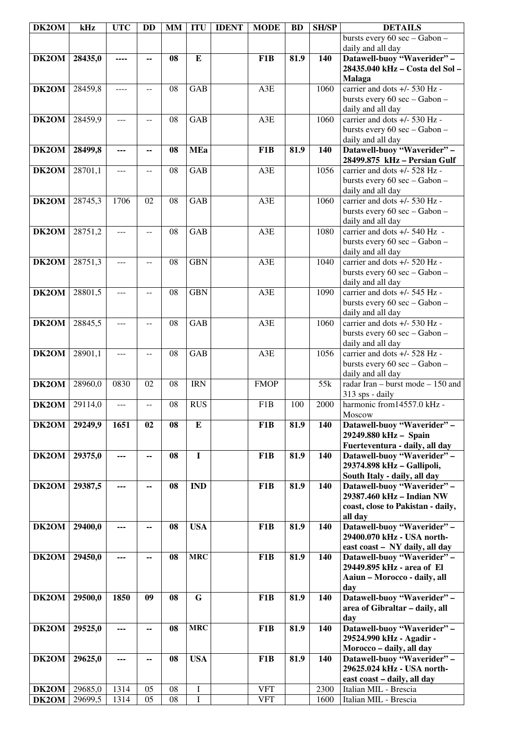| DK2OM | kHz | UTC | DD | MM | ITU | IDENT | MODE | BD | SH/SP | DETAILS |
|---|---|---|---|---|---|---|---|---|---|---|
| | | | | | | | | | | bursts every 60 sec – Gabon – daily and all day |
| **DK2OM** | **28435,0** | **----** | **--** | **08** | **E** | | **F1B** | **81.9** | **140** | **Datawell-buoy "Waverider" – 28435.040 kHz – Costa del Sol – Malaga** |
| **DK2OM** | 28459,8 | ---- | -- | 08 | GAB | | A3E | | 1060 | carrier and dots +/- 530 Hz - bursts every 60 sec – Gabon – daily and all day |
| **DK2OM** | 28459,9 | --- | -- | 08 | GAB | | A3E | | 1060 | carrier and dots +/- 530 Hz - bursts every 60 sec – Gabon – daily and all day |
| **DK2OM** | **28499,8** | **---** | **--** | **08** | **MEa** | | **F1B** | **81.9** | **140** | **Datawell-buoy "Waverider" – 28499.875 kHz – Persian Gulf** |
| **DK2OM** | 28701,1 | --- | -- | 08 | GAB | | A3E | | 1056 | carrier and dots +/- 528 Hz - bursts every 60 sec – Gabon – daily and all day |
| **DK2OM** | 28745,3 | 1706 | 02 | 08 | GAB | | A3E | | 1060 | carrier and dots +/- 530 Hz - bursts every 60 sec – Gabon – daily and all day |
| **DK2OM** | 28751,2 | --- | -- | 08 | GAB | | A3E | | 1080 | carrier and dots +/- 540 Hz - bursts every 60 sec – Gabon – daily and all day |
| **DK2OM** | 28751,3 | --- | -- | 08 | GBN | | A3E | | 1040 | carrier and dots +/- 520 Hz - bursts every 60 sec – Gabon – daily and all day |
| **DK2OM** | 28801,5 | --- | -- | 08 | GBN | | A3E | | 1090 | carrier and dots +/- 545 Hz - bursts every 60 sec – Gabon – daily and all day |
| **DK2OM** | 28845,5 | --- | -- | 08 | GAB | | A3E | | 1060 | carrier and dots +/- 530 Hz - bursts every 60 sec – Gabon – daily and all day |
| **DK2OM** | 28901,1 | --- | -- | 08 | GAB | | A3E | | 1056 | carrier and dots +/- 528 Hz - bursts every 60 sec – Gabon – daily and all day |
| **DK2OM** | 28960,0 | 0830 | 02 | 08 | IRN | | FMOP | | 55k | radar Iran – burst mode – 150 and 313 sps - daily |
| **DK2OM** | 29114,0 | --- | -- | 08 | RUS | | F1B | 100 | 2000 | harmonic from14557.0 kHz - Moscow |
| **DK2OM** | **29249,9** | **1651** | **02** | **08** | **E** | | **F1B** | **81.9** | **140** | **Datawell-buoy "Waverider" – 29249.880 kHz – Spain Fuerteventura - daily, all day** |
| **DK2OM** | **29375,0** | **---** | **--** | **08** | **I** | | **F1B** | **81.9** | **140** | **Datawell-buoy "Waverider" – 29374.898 kHz – Gallipoli, South Italy - daily, all day** |
| **DK2OM** | **29387,5** | **---** | **--** | **08** | **IND** | | **F1B** | **81.9** | **140** | **Datawell-buoy "Waverider" – 29387.460 kHz – Indian NW coast, close to Pakistan - daily, all day** |
| **DK2OM** | **29400,0** | **---** | **--** | **08** | **USA** | | **F1B** | **81.9** | **140** | **Datawell-buoy "Waverider" – 29400.070 kHz - USA north-east coast – NY daily, all day** |
| **DK2OM** | **29450,0** | **---** | **--** | **08** | **MRC** | | **F1B** | **81.9** | **140** | **Datawell-buoy "Waverider" – 29449.895 kHz - area of El Aaiun – Morocco - daily, all day** |
| **DK2OM** | **29500,0** | **1850** | **09** | **08** | **G** | | **F1B** | **81.9** | **140** | **Datawell-buoy "Waverider" – area of Gibraltar – daily, all day** |
| **DK2OM** | **29525,0** | **---** | **--** | **08** | **MRC** | | **F1B** | **81.9** | **140** | **Datawell-buoy "Waverider" – 29524.990 kHz - Agadir - Morocco – daily, all day** |
| **DK2OM** | **29625,0** | **---** | **--** | **08** | **USA** | | **F1B** | **81.9** | **140** | **Datawell-buoy "Waverider" – 29625.024 kHz - USA north-east coast – daily, all day** |
| **DK2OM** | 29685,0 | 1314 | 05 | 08 | I | | VFT | | 2300 | Italian MIL - Brescia |
| **DK2OM** | 29699,5 | 1314 | 05 | 08 | I | | VFT | | 1600 | Italian MIL - Brescia |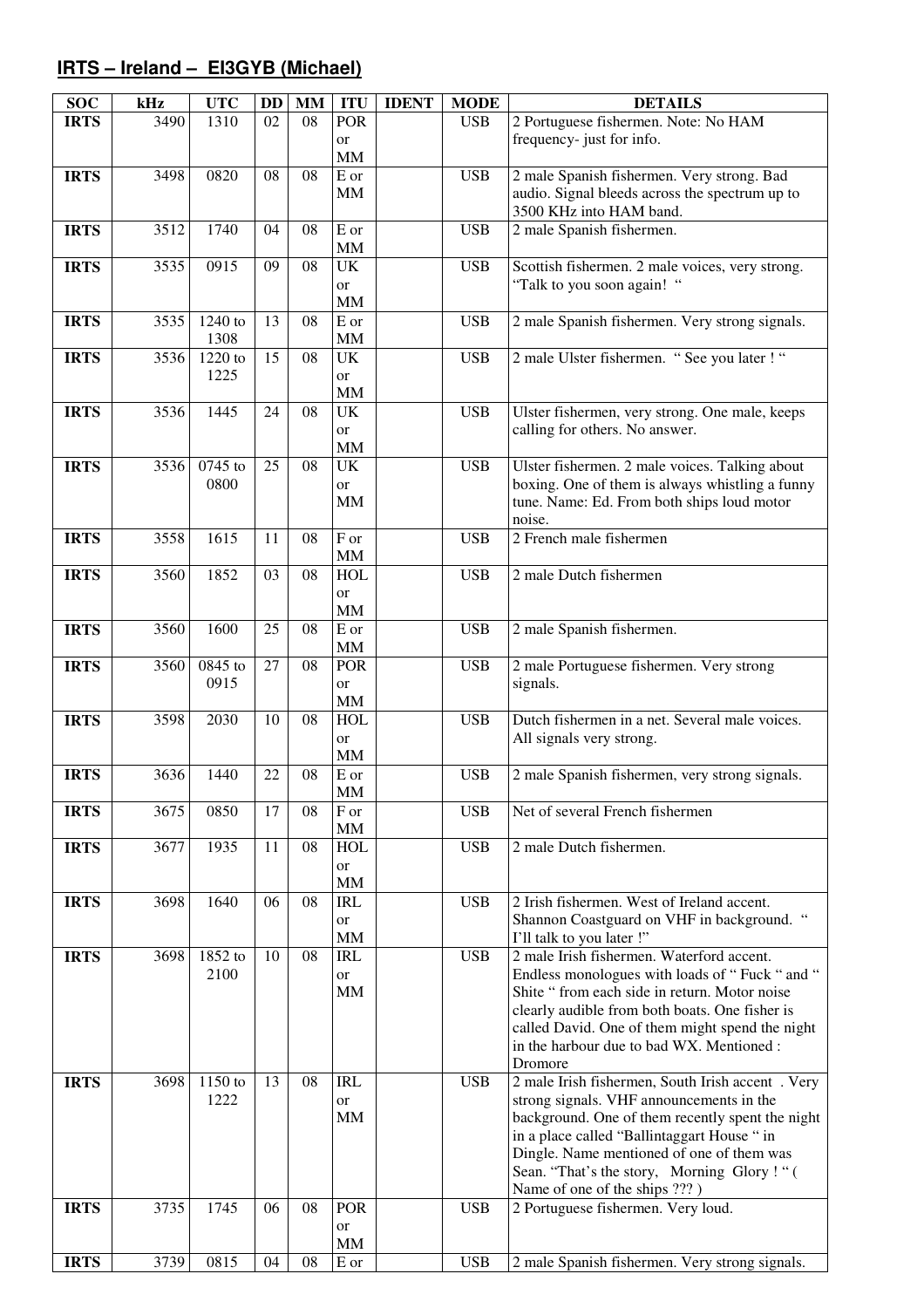## IRTS – Ireland – EI3GYB (Michael)

| SOC | kHz | UTC | DD | MM | ITU | IDENT | MODE | DETAILS |
|---|---|---|---|---|---|---|---|---|
| **IRTS** | 3490 | 1310 | 02 | 08 | POR or MM | | USB | 2 Portuguese fishermen. Note: No HAM frequency- just for info. |
| **IRTS** | 3498 | 0820 | 08 | 08 | E or MM | | USB | 2 male Spanish fishermen. Very strong. Bad audio. Signal bleeds across the spectrum up to 3500 KHz into HAM band. |
| **IRTS** | 3512 | 1740 | 04 | 08 | E or MM | | USB | 2 male Spanish fishermen. |
| **IRTS** | 3535 | 0915 | 09 | 08 | UK or MM | | USB | Scottish fishermen. 2 male voices, very strong. "Talk to you soon again! " |
| **IRTS** | 3535 | 1240 to 1308 | 13 | 08 | E or MM | | USB | 2 male Spanish fishermen. Very strong signals. |
| **IRTS** | 3536 | 1220 to 1225 | 15 | 08 | UK or MM | | USB | 2 male Ulster fishermen. " See you later ! " |
| **IRTS** | 3536 | 1445 | 24 | 08 | UK or MM | | USB | Ulster fishermen, very strong. One male, keeps calling for others. No answer. |
| **IRTS** | 3536 | 0745 to 0800 | 25 | 08 | UK or MM | | USB | Ulster fishermen. 2 male voices. Talking about boxing. One of them is always whistling a funny tune. Name: Ed. From both ships loud motor noise. |
| **IRTS** | 3558 | 1615 | 11 | 08 | F or MM | | USB | 2 French male fishermen |
| **IRTS** | 3560 | 1852 | 03 | 08 | HOL or MM | | USB | 2 male Dutch fishermen |
| **IRTS** | 3560 | 1600 | 25 | 08 | E or MM | | USB | 2 male Spanish fishermen. |
| **IRTS** | 3560 | 0845 to 0915 | 27 | 08 | POR or MM | | USB | 2 male Portuguese fishermen. Very strong signals. |
| **IRTS** | 3598 | 2030 | 10 | 08 | HOL or MM | | USB | Dutch fishermen in a net. Several male voices. All signals very strong. |
| **IRTS** | 3636 | 1440 | 22 | 08 | E or MM | | USB | 2 male Spanish fishermen, very strong signals. |
| **IRTS** | 3675 | 0850 | 17 | 08 | F or MM | | USB | Net of several French fishermen |
| **IRTS** | 3677 | 1935 | 11 | 08 | HOL or MM | | USB | 2 male Dutch fishermen. |
| **IRTS** | 3698 | 1640 | 06 | 08 | IRL or MM | | USB | 2 Irish fishermen. West of Ireland accent. Shannon Coastguard on VHF in background. " I'll talk to you later !" |
| **IRTS** | 3698 | 1852 to 2100 | 10 | 08 | IRL or MM | | USB | 2 male Irish fishermen. Waterford accent. Endless monologues with loads of " Fuck " and " Shite " from each side in return. Motor noise clearly audible from both boats. One fisher is called David. One of them might spend the night in the harbour due to bad WX. Mentioned : Dromore |
| **IRTS** | 3698 | 1150 to 1222 | 13 | 08 | IRL or MM | | USB | 2 male Irish fishermen, South Irish accent . Very strong signals. VHF announcements in the background. One of them recently spent the night in a place called "Ballintaggart House " in Dingle. Name mentioned of one of them was Sean. "That's the story, Morning Glory ! " ( Name of one of the ships ??? ) |
| **IRTS** | 3735 | 1745 | 06 | 08 | POR or MM | | USB | 2 Portuguese fishermen. Very loud. |
| **IRTS** | 3739 | 0815 | 04 | 08 | E or | | USB | 2 male Spanish fishermen. Very strong signals. |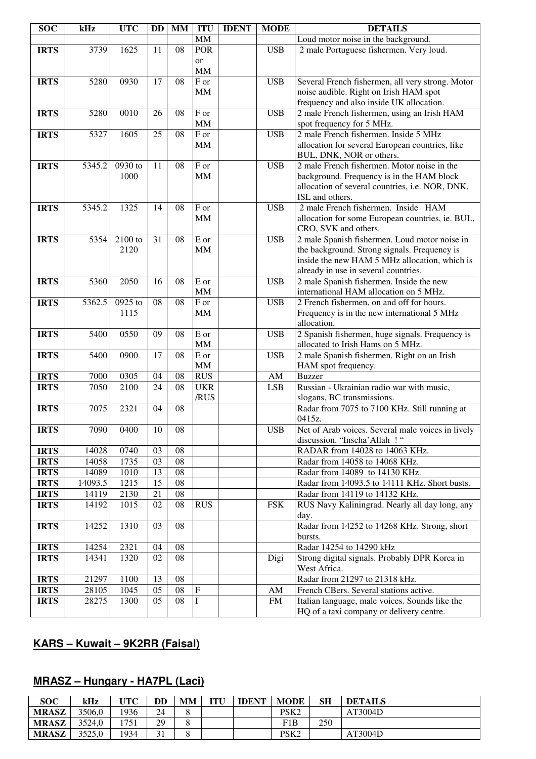| SOC | kHz | UTC | DD | MM | ITU | IDENT | MODE | DETAILS |
|---|---|---|---|---|---|---|---|---|
| | | | | | MM | | | Loud motor noise in the background. |
| **IRTS** | 3739 | 1625 | 11 | 08 | POR or MM | | USB | 2 male Portuguese fishermen. Very loud. |
| **IRTS** | 5280 | 0930 | 17 | 08 | F or MM | | USB | Several French fishermen, all very strong. Motor noise audible. Right on Irish HAM spot frequency and also inside UK allocation. |
| **IRTS** | 5280 | 0010 | 26 | 08 | F or MM | | USB | 2 male French fishermen, using an Irish HAM spot frequency for 5 MHz. |
| **IRTS** | 5327 | 1605 | 25 | 08 | F or MM | | USB | 2 male French fishermen. Inside 5 MHz allocation for several European countries, like BUL, DNK, NOR or others. |
| **IRTS** | 5345.2 | 0930 to 1000 | 11 | 08 | F or MM | | USB | 2 male French fishermen. Motor noise in the background. Frequency is in the HAM block allocation of several countries, i.e. NOR, DNK, ISL and others. |
| **IRTS** | 5345.2 | 1325 | 14 | 08 | F or MM | | USB | 2 male French fishermen. Inside HAM allocation for some European countries, ie. BUL, CRO, SVK and others. |
| **IRTS** | 5354 | 2100 to 2120 | 31 | 08 | E or MM | | USB | 2 male Spanish fishermen. Loud motor noise in the background. Strong signals. Frequency is inside the new HAM 5 MHz allocation, which is already in use in several countries. |
| **IRTS** | 5360 | 2050 | 16 | 08 | E or MM | | USB | 2 male Spanish fishermen. Inside the new international HAM allocation on 5 MHz. |
| **IRTS** | 5362.5 | 0925 to 1115 | 08 | 08 | F or MM | | USB | 2 French fishermen, on and off for hours. Frequency is in the new international 5 MHz allocation. |
| **IRTS** | 5400 | 0550 | 09 | 08 | E or MM | | USB | 2 Spanish fishermen, huge signals. Frequency is allocated to Irish Hams on 5 MHz. |
| **IRTS** | 5400 | 0900 | 17 | 08 | E or MM | | USB | 2 male Spanish fishermen. Right on an Irish HAM spot frequency. |
| **IRTS** | 7000 | 0305 | 04 | 08 | RUS | | AM | Buzzer |
| **IRTS** | 7050 | 2100 | 24 | 08 | UKR /RUS | | LSB | Russian - Ukrainian radio war with music, slogans, BC transmissions. |
| **IRTS** | 7075 | 2321 | 04 | 08 | | | | Radar from 7075 to 7100 KHz. Still running at 0415z. |
| **IRTS** | 7090 | 0400 | 10 | 08 | | | USB | Net of Arab voices. Several male voices in lively discussion. "Inscha'Allah ! " |
| **IRTS** | 14028 | 0740 | 03 | 08 | | | | RADAR from 14028 to 14063 KHz. |
| **IRTS** | 14058 | 1735 | 03 | 08 | | | | Radar from 14058 to 14068 KHz. |
| **IRTS** | 14089 | 1010 | 13 | 08 | | | | Radar from 14089 to 14130 KHz. |
| **IRTS** | 14093.5 | 1215 | 15 | 08 | | | | Radar from 14093.5 to 14111 KHz. Short busts. |
| **IRTS** | 14119 | 2130 | 21 | 08 | | | | Radar from 14119 to 14132 KHz. |
| **IRTS** | 14192 | 1015 | 02 | 08 | RUS | | FSK | RUS Navy Kaliningrad. Nearly all day long, any day. |
| **IRTS** | 14252 | 1310 | 03 | 08 | | | | Radar from 14252 to 14268 KHz. Strong, short bursts. |
| **IRTS** | 14254 | 2321 | 04 | 08 | | | | Radar 14254 to 14290 kHz |
| **IRTS** | 14341 | 1320 | 02 | 08 | | | Digi | Strong digital signals. Probably DPR Korea in West Africa. |
| **IRTS** | 21297 | 1100 | 13 | 08 | | | | Radar from 21297 to 21318 kHz. |
| **IRTS** | 28105 | 1045 | 05 | 08 | F | | AM | French CBers. Several stations active. |
| **IRTS** | 28275 | 1300 | 05 | 08 | I | | FM | Italian language, male voices. Sounds like the HQ of a taxi company or delivery centre. |

## KARS – Kuwait – 9K2RR (Faisal)

## MRASZ – Hungary - HA7PL (Laci)

| SOC | kHz | UTC | DD | MM | ITU | IDENT | MODE | SH | DETAILS |
|---|---|---|---|---|---|---|---|---|---|
| **MRASZ** | 3506,0 | 1936 | 24 | 8 | | | PSK2 | | AT3004D |
| **MRASZ** | 3524,0 | 1751 | 29 | 8 | | | F1B | 250 | |
| **MRASZ** | 3525,0 | 1934 | 31 | 8 | | | PSK2 | | AT3004D |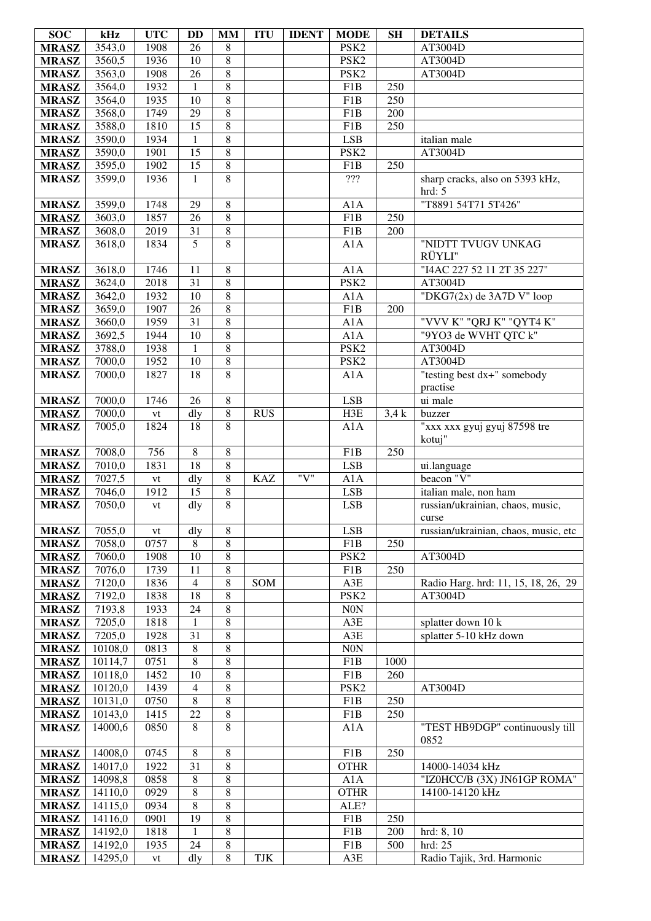| SOC | kHz | UTC | DD | MM | ITU | IDENT | MODE | SH | DETAILS |
|---|---|---|---|---|---|---|---|---|---|
| MRASZ | 3543,0 | 1908 | 26 | 8 | | | PSK2 | | AT3004D |
| MRASZ | 3560,5 | 1936 | 10 | 8 | | | PSK2 | | AT3004D |
| MRASZ | 3563,0 | 1908 | 26 | 8 | | | PSK2 | | AT3004D |
| MRASZ | 3564,0 | 1932 | 1 | 8 | | | F1B | 250 | |
| MRASZ | 3564,0 | 1935 | 10 | 8 | | | F1B | 250 | |
| MRASZ | 3568,0 | 1749 | 29 | 8 | | | F1B | 200 | |
| MRASZ | 3588,0 | 1810 | 15 | 8 | | | F1B | 250 | |
| MRASZ | 3590,0 | 1934 | 1 | 8 | | | LSB | | italian male |
| MRASZ | 3590,0 | 1901 | 15 | 8 | | | PSK2 | | AT3004D |
| MRASZ | 3595,0 | 1902 | 15 | 8 | | | F1B | 250 | |
| MRASZ | 3599,0 | 1936 | 1 | 8 | | | ??? | | sharp cracks, also on 5393 kHz, hrd: 5 |
| MRASZ | 3599,0 | 1748 | 29 | 8 | | | A1A | | "T8891 54T71 5T426" |
| MRASZ | 3603,0 | 1857 | 26 | 8 | | | F1B | 250 | |
| MRASZ | 3608,0 | 2019 | 31 | 8 | | | F1B | 200 | |
| MRASZ | 3618,0 | 1834 | 5 | 8 | | | A1A | | "NIDTT TVUGV UNKAG RÜYLI" |
| MRASZ | 3618,0 | 1746 | 11 | 8 | | | A1A | | "I4AC 227 52 11 2T 35 227" |
| MRASZ | 3624,0 | 2018 | 31 | 8 | | | PSK2 | | AT3004D |
| MRASZ | 3642,0 | 1932 | 10 | 8 | | | A1A | | "DKG7(2x) de 3A7D V" loop |
| MRASZ | 3659,0 | 1907 | 26 | 8 | | | F1B | 200 | |
| MRASZ | 3660,0 | 1959 | 31 | 8 | | | A1A | | "VVV K" "QRJ K" "QYT4 K" |
| MRASZ | 3692,5 | 1944 | 10 | 8 | | | A1A | | "9YO3 de WVHT QTC k" |
| MRASZ | 3788,0 | 1938 | 1 | 8 | | | PSK2 | | AT3004D |
| MRASZ | 7000,0 | 1952 | 10 | 8 | | | PSK2 | | AT3004D |
| MRASZ | 7000,0 | 1827 | 18 | 8 | | | A1A | | "testing best dx+" somebody practise |
| MRASZ | 7000,0 | 1746 | 26 | 8 | | | LSB | | ui male |
| MRASZ | 7000,0 | vt | dly | 8 | RUS | | H3E | 3,4 k | buzzer |
| MRASZ | 7005,0 | 1824 | 18 | 8 | | | A1A | | "xxx xxx gyuj gyuj 87598 tre kotuj" |
| MRASZ | 7008,0 | 756 | 8 | 8 | | | F1B | 250 | |
| MRASZ | 7010,0 | 1831 | 18 | 8 | | | LSB | | ui.language |
| MRASZ | 7027,5 | vt | dly | 8 | KAZ | "V" | A1A | | beacon "V" |
| MRASZ | 7046,0 | 1912 | 15 | 8 | | | LSB | | italian male, non ham |
| MRASZ | 7050,0 | vt | dly | 8 | | | LSB | | russian/ukrainian, chaos, music, curse |
| MRASZ | 7055,0 | vt | dly | 8 | | | LSB | | russian/ukrainian, chaos, music, etc |
| MRASZ | 7058,0 | 0757 | 8 | 8 | | | F1B | 250 | |
| MRASZ | 7060,0 | 1908 | 10 | 8 | | | PSK2 | | AT3004D |
| MRASZ | 7076,0 | 1739 | 11 | 8 | | | F1B | 250 | |
| MRASZ | 7120,0 | 1836 | 4 | 8 | SOM | | A3E | | Radio Harg. hrd: 11, 15, 18, 26, 29 |
| MRASZ | 7192,0 | 1838 | 18 | 8 | | | PSK2 | | AT3004D |
| MRASZ | 7193,8 | 1933 | 24 | 8 | | | N0N | | |
| MRASZ | 7205,0 | 1818 | 1 | 8 | | | A3E | | splatter down 10 k |
| MRASZ | 7205,0 | 1928 | 31 | 8 | | | A3E | | splatter 5-10 kHz down |
| MRASZ | 10108,0 | 0813 | 8 | 8 | | | N0N | | |
| MRASZ | 10114,7 | 0751 | 8 | 8 | | | F1B | 1000 | |
| MRASZ | 10118,0 | 1452 | 10 | 8 | | | F1B | 260 | |
| MRASZ | 10120,0 | 1439 | 4 | 8 | | | PSK2 | | AT3004D |
| MRASZ | 10131,0 | 0750 | 8 | 8 | | | F1B | 250 | |
| MRASZ | 10143,0 | 1415 | 22 | 8 | | | F1B | 250 | |
| MRASZ | 14000,6 | 0850 | 8 | 8 | | | A1A | | "TEST HB9DGP" continuously till 0852 |
| MRASZ | 14008,0 | 0745 | 8 | 8 | | | F1B | 250 | |
| MRASZ | 14017,0 | 1922 | 31 | 8 | | | OTHR | | 14000-14034 kHz |
| MRASZ | 14098,8 | 0858 | 8 | 8 | | | A1A | | "IZ0HCC/B (3X) JN61GP ROMA" |
| MRASZ | 14110,0 | 0929 | 8 | 8 | | | OTHR | | 14100-14120 kHz |
| MRASZ | 14115,0 | 0934 | 8 | 8 | | | ALE? | | |
| MRASZ | 14116,0 | 0901 | 19 | 8 | | | F1B | 250 | |
| MRASZ | 14192,0 | 1818 | 1 | 8 | | | F1B | 200 | hrd: 8, 10 |
| MRASZ | 14192,0 | 1935 | 24 | 8 | | | F1B | 500 | hrd: 25 |
| MRASZ | 14295,0 | vt | dly | 8 | TJK | | A3E | | Radio Tajik, 3rd. Harmonic |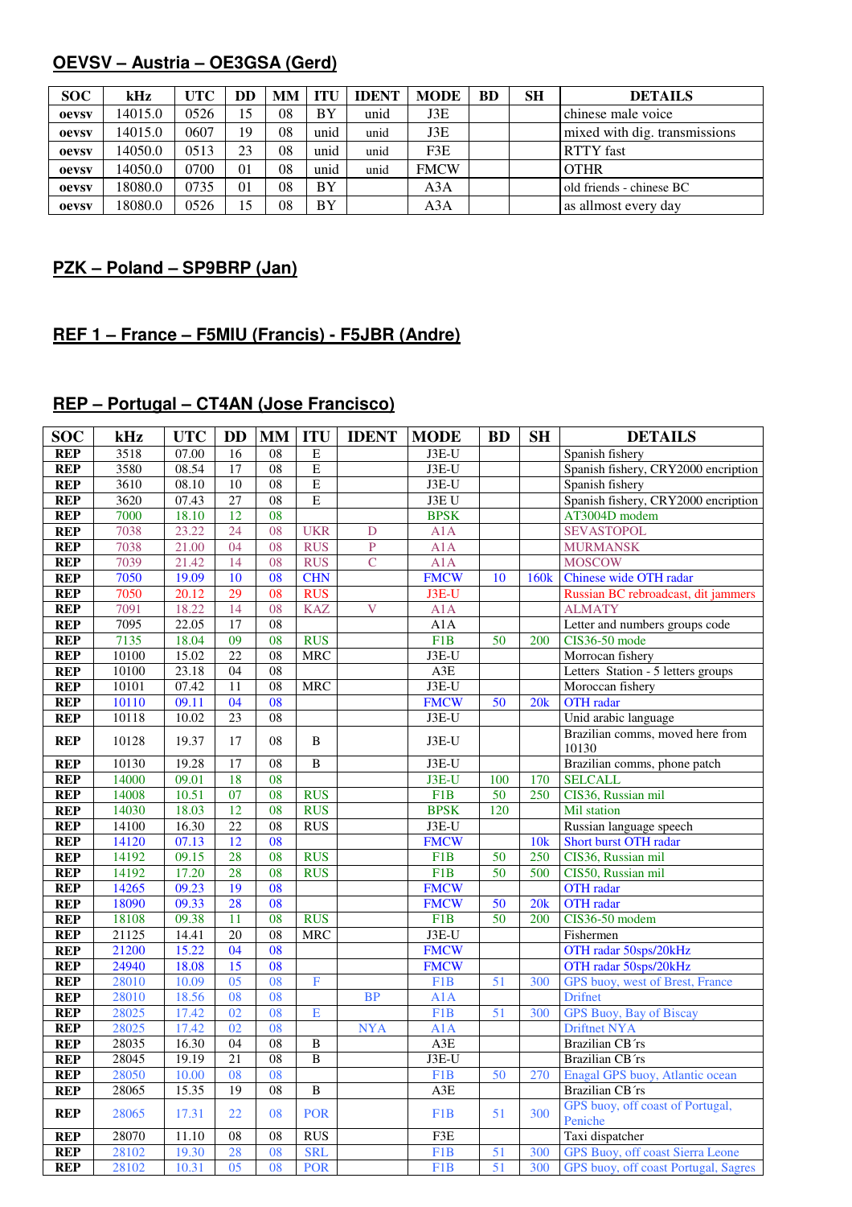## OEVSV – Austria – OE3GSA (Gerd)

| SOC | kHz | UTC | DD | MM | ITU | IDENT | MODE | BD | SH | DETAILS |
|---|---|---|---|---|---|---|---|---|---|---|
| oevsv | 14015.0 | 0526 | 15 | 08 | BY | unid | J3E | | | chinese male voice |
| oevsv | 14015.0 | 0607 | 19 | 08 | unid | unid | J3E | | | mixed with dig. transmissions |
| oevsv | 14050.0 | 0513 | 23 | 08 | unid | unid | F3E | | | RTTY fast |
| oevsv | 14050.0 | 0700 | 01 | 08 | unid | unid | FMCW | | | OTHR |
| oevsv | 18080.0 | 0735 | 01 | 08 | BY | | A3A | | | old friends - chinese BC |
| oevsv | 18080.0 | 0526 | 15 | 08 | BY | | A3A | | | as allmost every day |

## PZK – Poland – SP9BRP (Jan)

## REF 1 – France – F5MIU (Francis) - F5JBR (Andre)

## REP – Portugal – CT4AN (Jose Francisco)

| SOC | kHz | UTC | DD | MM | ITU | IDENT | MODE | BD | SH | DETAILS |
|---|---|---|---|---|---|---|---|---|---|---|
| REP | 3518 | 07.00 | 16 | 08 | E | | J3E-U | | | Spanish fishery |
| REP | 3580 | 08.54 | 17 | 08 | E | | J3E-U | | | Spanish fishery, CRY2000 encryption |
| REP | 3610 | 08.10 | 10 | 08 | E | | J3E-U | | | Spanish fishery |
| REP | 3620 | 07.43 | 27 | 08 | E | | J3E U | | | Spanish fishery, CRY2000 encryption |
| REP | 7000 | 18.10 | 12 | 08 | | | BPSK | | | AT3004D modem |
| REP | 7038 | 23.22 | 24 | 08 | UKR | D | A1A | | | SEVASTOPOL |
| REP | 7038 | 21.00 | 04 | 08 | RUS | P | A1A | | | MURMANSK |
| REP | 7039 | 21.42 | 14 | 08 | RUS | C | A1A | | | MOSCOW |
| REP | 7050 | 19.09 | 10 | 08 | CHN | | FMCW | 10 | 160k | Chinese wide OTH radar |
| REP | 7050 | 20.12 | 29 | 08 | RUS | | J3E-U | | | Russian BC rebroadcast, dit jammers |
| REP | 7091 | 18.22 | 14 | 08 | KAZ | V | A1A | | | ALMATY |
| REP | 7095 | 22.05 | 17 | 08 | | | A1A | | | Letter and numbers groups code |
| REP | 7135 | 18.04 | 09 | 08 | RUS | | F1B | 50 | 200 | CIS36-50 mode |
| REP | 10100 | 15.02 | 22 | 08 | MRC | | J3E-U | | | Morrocan fishery |
| REP | 10100 | 23.18 | 04 | 08 | | | A3E | | | Letters Station - 5 letters groups |
| REP | 10101 | 07.42 | 11 | 08 | MRC | | J3E-U | | | Moroccan fishery |
| REP | 10110 | 09.11 | 04 | 08 | | | FMCW | 50 | 20k | OTH radar |
| REP | 10118 | 10.02 | 23 | 08 | | | J3E-U | | | Unid arabic language |
| REP | 10128 | 19.37 | 17 | 08 | B | | J3E-U | | | Brazilian comms, moved here from 10130 |
| REP | 10130 | 19.28 | 17 | 08 | B | | J3E-U | | | Brazilian comms, phone patch |
| REP | 14000 | 09.01 | 18 | 08 | | | J3E-U | 100 | 170 | SELCALL |
| REP | 14008 | 10.51 | 07 | 08 | RUS | | F1B | 50 | 250 | CIS36, Russian mil |
| REP | 14030 | 18.03 | 12 | 08 | RUS | | BPSK | 120 | | Mil station |
| REP | 14100 | 16.30 | 22 | 08 | RUS | | J3E-U | | | Russian language speech |
| REP | 14120 | 07.13 | 12 | 08 | | | FMCW | | 10k | Short burst OTH radar |
| REP | 14192 | 09.15 | 28 | 08 | RUS | | F1B | 50 | 250 | CIS36, Russian mil |
| REP | 14192 | 17.20 | 28 | 08 | RUS | | F1B | 50 | 500 | CIS50, Russian mil |
| REP | 14265 | 09.23 | 19 | 08 | | | FMCW | | | OTH radar |
| REP | 18090 | 09.33 | 28 | 08 | | | FMCW | 50 | 20k | OTH radar |
| REP | 18108 | 09.38 | 11 | 08 | RUS | | F1B | 50 | 200 | CIS36-50 modem |
| REP | 21125 | 14.41 | 20 | 08 | MRC | | J3E-U | | | Fishermen |
| REP | 21200 | 15.22 | 04 | 08 | | | FMCW | | | OTH radar 50sps/20kHz |
| REP | 24940 | 18.08 | 15 | 08 | | | FMCW | | | OTH radar 50sps/20kHz |
| REP | 28010 | 10.09 | 05 | 08 | F | | F1B | 51 | 300 | GPS buoy, west of Brest, France |
| REP | 28010 | 18.56 | 08 | 08 | | BP | A1A | | | Drifnet |
| REP | 28025 | 17.42 | 02 | 08 | E | | F1B | 51 | 300 | GPS Buoy, Bay of Biscay |
| REP | 28025 | 17.42 | 02 | 08 | | NYA | A1A | | | Driftnet NYA |
| REP | 28035 | 16.30 | 04 | 08 | B | | A3E | | | Brazilian CB´rs |
| REP | 28045 | 19.19 | 21 | 08 | B | | J3E-U | | | Brazilian CB´rs |
| REP | 28050 | 10.00 | 08 | 08 | | | F1B | 50 | 270 | Enagal GPS buoy, Atlantic ocean |
| REP | 28065 | 15.35 | 19 | 08 | B | | A3E | | | Brazilian CB´rs |
| REP | 28065 | 17.31 | 22 | 08 | POR | | F1B | 51 | 300 | GPS buoy, off coast of Portugal, Peniche |
| REP | 28070 | 11.10 | 08 | 08 | RUS | | F3E | | | Taxi dispatcher |
| REP | 28102 | 19.30 | 28 | 08 | SRL | | F1B | 51 | 300 | GPS Buoy, off coast Sierra Leone |
| REP | 28102 | 10.31 | 05 | 08 | POR | | F1B | 51 | 300 | GPS buoy, off coast Portugal, Sagres |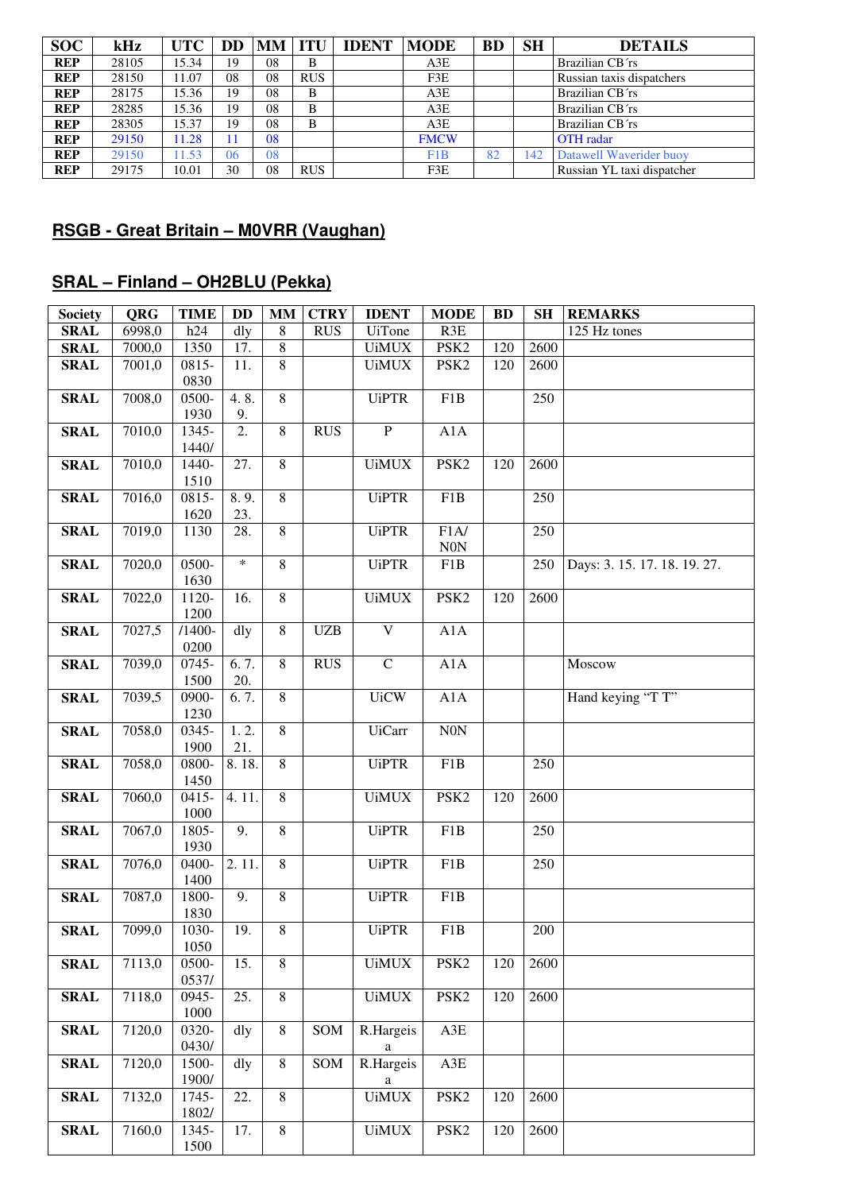| SOC | kHz | UTC | DD | MM | ITU | IDENT | MODE | BD | SH | DETAILS |
|---|---|---|---|---|---|---|---|---|---|---|
| REP | 28105 | 15.34 | 19 | 08 | B |  | A3E |  |  | Brazilian CB´rs |
| REP | 28150 | 11.07 | 08 | 08 | RUS |  | F3E |  |  | Russian taxis dispatchers |
| REP | 28175 | 15.36 | 19 | 08 | B |  | A3E |  |  | Brazilian CB´rs |
| REP | 28285 | 15.36 | 19 | 08 | B |  | A3E |  |  | Brazilian CB´rs |
| REP | 28305 | 15.37 | 19 | 08 | B |  | A3E |  |  | Brazilian CB´rs |
| REP | 29150 | 11.28 | 11 | 08 |  |  | FMCW |  |  | OTH radar |
| REP | 29150 | 11.53 | 06 | 08 |  |  | F1B | 82 | 142 | Datawell Waverider buoy |
| REP | 29175 | 10.01 | 30 | 08 | RUS |  | F3E |  |  | Russian YL taxi dispatcher |

## RSGB - Great Britain – M0VRR (Vaughan)

## SRAL – Finland – OH2BLU (Pekka)

| Society | QRG | TIME | DD | MM | CTRY | IDENT | MODE | BD | SH | REMARKS |
|---|---|---|---|---|---|---|---|---|---|---|
| SRAL | 6998,0 | h24 | dly | 8 | RUS | UiTone | R3E |  |  | 125 Hz tones |
| SRAL | 7000,0 | 1350 | 17. | 8 |  | UiMUX | PSK2 | 120 | 2600 |  |
| SRAL | 7001,0 | 0815-0830 | 11. | 8 |  | UiMUX | PSK2 | 120 | 2600 |  |
| SRAL | 7008,0 | 0500-1930 | 4. 8. 9. | 8 |  | UiPTR | F1B |  | 250 |  |
| SRAL | 7010,0 | 1345-1440/ | 2. | 8 | RUS | P | A1A |  |  |  |
| SRAL | 7010,0 | 1440-1510 | 27. | 8 |  | UiMUX | PSK2 | 120 | 2600 |  |
| SRAL | 7016,0 | 0815-1620 | 8. 9. 23. | 8 |  | UiPTR | F1B |  | 250 |  |
| SRAL | 7019,0 | 1130 | 28. | 8 |  | UiPTR | F1A/ N0N |  | 250 |  |
| SRAL | 7020,0 | 0500-1630 | * | 8 |  | UiPTR | F1B |  | 250 | Days: 3. 15. 17. 18. 19. 27. |
| SRAL | 7022,0 | 1120-1200 | 16. | 8 |  | UiMUX | PSK2 | 120 | 2600 |  |
| SRAL | 7027,5 | /1400-0200 | dly | 8 | UZB | V | A1A |  |  |  |
| SRAL | 7039,0 | 0745-1500 | 6. 7. 20. | 8 | RUS | C | A1A |  |  | Moscow |
| SRAL | 7039,5 | 0900-1230 | 6. 7. | 8 |  | UiCW | A1A |  |  | Hand keying "T T" |
| SRAL | 7058,0 | 0345-1900 | 1. 2. 21. | 8 |  | UiCarr | N0N |  |  |  |
| SRAL | 7058,0 | 0800-1450 | 8. 18. | 8 |  | UiPTR | F1B |  | 250 |  |
| SRAL | 7060,0 | 0415-1000 | 4. 11. | 8 |  | UiMUX | PSK2 | 120 | 2600 |  |
| SRAL | 7067,0 | 1805-1930 | 9. | 8 |  | UiPTR | F1B |  | 250 |  |
| SRAL | 7076,0 | 0400-1400 | 2. 11. | 8 |  | UiPTR | F1B |  | 250 |  |
| SRAL | 7087,0 | 1800-1830 | 9. | 8 |  | UiPTR | F1B |  |  |  |
| SRAL | 7099,0 | 1030-1050 | 19. | 8 |  | UiPTR | F1B |  | 200 |  |
| SRAL | 7113,0 | 0500-0537/ | 15. | 8 |  | UiMUX | PSK2 | 120 | 2600 |  |
| SRAL | 7118,0 | 0945-1000 | 25. | 8 |  | UiMUX | PSK2 | 120 | 2600 |  |
| SRAL | 7120,0 | 0320-0430/ | dly | 8 | SOM | R.Hargeisa | A3E |  |  |  |
| SRAL | 7120,0 | 1500-1900/ | dly | 8 | SOM | R.Hargeisa | A3E |  |  |  |
| SRAL | 7132,0 | 1745-1802/ | 22. | 8 |  | UiMUX | PSK2 | 120 | 2600 |  |
| SRAL | 7160,0 | 1345-1500 | 17. | 8 |  | UiMUX | PSK2 | 120 | 2600 |  |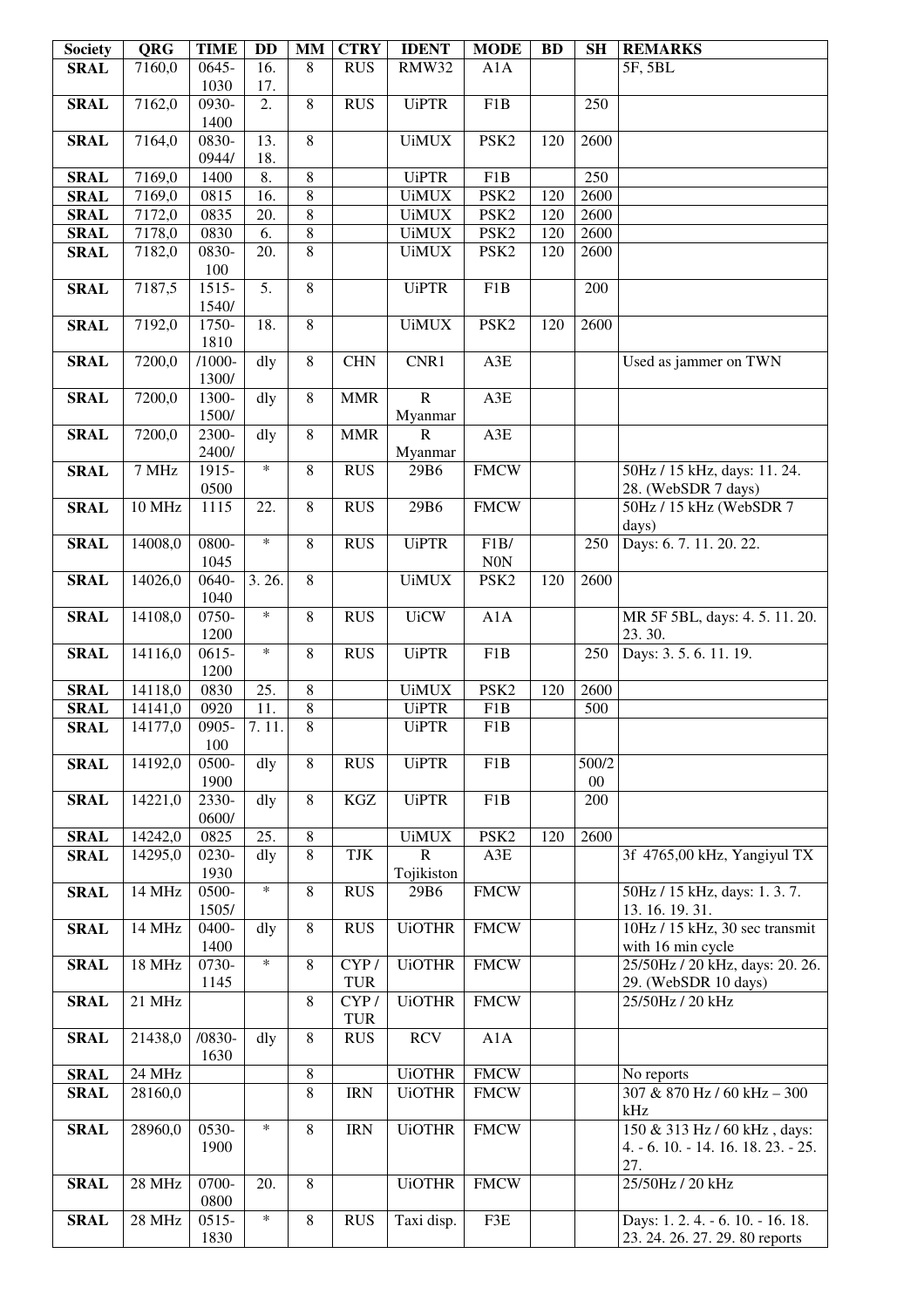| Society | QRG | TIME | DD | MM | CTRY | IDENT | MODE | BD | SH | REMARKS |
|---|---|---|---|---|---|---|---|---|---|---|
| **SRAL** | 7160,0 | 0645-1030 | 16. 17. | 8 | RUS | RMW32 | A1A | | | 5F, 5BL |
| **SRAL** | 7162,0 | 0930-1400 | 2. | 8 | RUS | UiPTR | F1B | | 250 | |
| **SRAL** | 7164,0 | 0830-0944/ | 13. 18. | 8 | | UiMUX | PSK2 | 120 | 2600 | |
| **SRAL** | 7169,0 | 1400 | 8. | 8 | | UiPTR | F1B | | 250 | |
| **SRAL** | 7169,0 | 0815 | 16. | 8 | | UiMUX | PSK2 | 120 | 2600 | |
| **SRAL** | 7172,0 | 0835 | 20. | 8 | | UiMUX | PSK2 | 120 | 2600 | |
| **SRAL** | 7178,0 | 0830 | 6. | 8 | | UiMUX | PSK2 | 120 | 2600 | |
| **SRAL** | 7182,0 | 0830-100 | 20. | 8 | | UiMUX | PSK2 | 120 | 2600 | |
| **SRAL** | 7187,5 | 1515-1540/ | 5. | 8 | | UiPTR | F1B | | 200 | |
| **SRAL** | 7192,0 | 1750-1810 | 18. | 8 | | UiMUX | PSK2 | 120 | 2600 | |
| **SRAL** | 7200,0 | /1000-1300/ | dly | 8 | CHN | CNR1 | A3E | | | Used as jammer on TWN |
| **SRAL** | 7200,0 | 1300-1500/ | dly | 8 | MMR | R Myanmar | A3E | | | |
| **SRAL** | 7200,0 | 2300-2400/ | dly | 8 | MMR | R Myanmar | A3E | | | |
| **SRAL** | 7 MHz | 1915-0500 | * | 8 | RUS | 29B6 | FMCW | | | 50Hz / 15 kHz, days: 11. 24. 28. (WebSDR 7 days) |
| **SRAL** | 10 MHz | 1115 | 22. | 8 | RUS | 29B6 | FMCW | | | 50Hz / 15 kHz (WebSDR 7 days) |
| **SRAL** | 14008,0 | 0800-1045 | * | 8 | RUS | UiPTR | F1B/ N0N | | 250 | Days: 6. 7. 11. 20. 22. |
| **SRAL** | 14026,0 | 0640-1040 | 3. 26. | 8 | | UiMUX | PSK2 | 120 | 2600 | |
| **SRAL** | 14108,0 | 0750-1200 | * | 8 | RUS | UiCW | A1A | | | MR 5F 5BL, days: 4. 5. 11. 20. 23. 30. |
| **SRAL** | 14116,0 | 0615-1200 | * | 8 | RUS | UiPTR | F1B | | 250 | Days: 3. 5. 6. 11. 19. |
| **SRAL** | 14118,0 | 0830 | 25. | 8 | | UiMUX | PSK2 | 120 | 2600 | |
| **SRAL** | 14141,0 | 0920 | 11. | 8 | | UiPTR | F1B | | 500 | |
| **SRAL** | 14177,0 | 0905-100 | 7. 11. | 8 | | UiPTR | F1B | | | |
| **SRAL** | 14192,0 | 0500-1900 | dly | 8 | RUS | UiPTR | F1B | | 500/200 | |
| **SRAL** | 14221,0 | 2330-0600/ | dly | 8 | KGZ | UiPTR | F1B | | 200 | |
| **SRAL** | 14242,0 | 0825 | 25. | 8 | | UiMUX | PSK2 | 120 | 2600 | |
| **SRAL** | 14295,0 | 0230-1930 | dly | 8 | TJK | R Tojikiston | A3E | | | 3f 4765,00 kHz, Yangiyul TX |
| **SRAL** | 14 MHz | 0500-1505/ | * | 8 | RUS | 29B6 | FMCW | | | 50Hz / 15 kHz, days: 1. 3. 7. 13. 16. 19. 31. |
| **SRAL** | 14 MHz | 0400-1400 | dly | 8 | RUS | UiOTHR | FMCW | | | 10Hz / 15 kHz, 30 sec transmit with 16 min cycle |
| **SRAL** | 18 MHz | 0730-1145 | * | 8 | CYP / TUR | UiOTHR | FMCW | | | 25/50Hz / 20 kHz, days: 20. 26. 29. (WebSDR 10 days) |
| **SRAL** | 21 MHz | | | 8 | CYP / TUR | UiOTHR | FMCW | | | 25/50Hz / 20 kHz |
| **SRAL** | 21438,0 | /0830-1630 | dly | 8 | RUS | RCV | A1A | | | |
| **SRAL** | 24 MHz | | | 8 | | UiOTHR | FMCW | | | No reports |
| **SRAL** | 28160,0 | | | 8 | IRN | UiOTHR | FMCW | | | 307 & 870 Hz / 60 kHz – 300 kHz |
| **SRAL** | 28960,0 | 0530-1900 | * | 8 | IRN | UiOTHR | FMCW | | | 150 & 313 Hz / 60 kHz , days: 4. - 6. 10. - 14. 16. 18. 23. - 25. 27. |
| **SRAL** | 28 MHz | 0700-0800 | 20. | 8 | | UiOTHR | FMCW | | | 25/50Hz / 20 kHz |
| **SRAL** | 28 MHz | 0515-1830 | * | 8 | RUS | Taxi disp. | F3E | | | Days: 1. 2. 4. - 6. 10. - 16. 18. 23. 24. 26. 27. 29. 80 reports |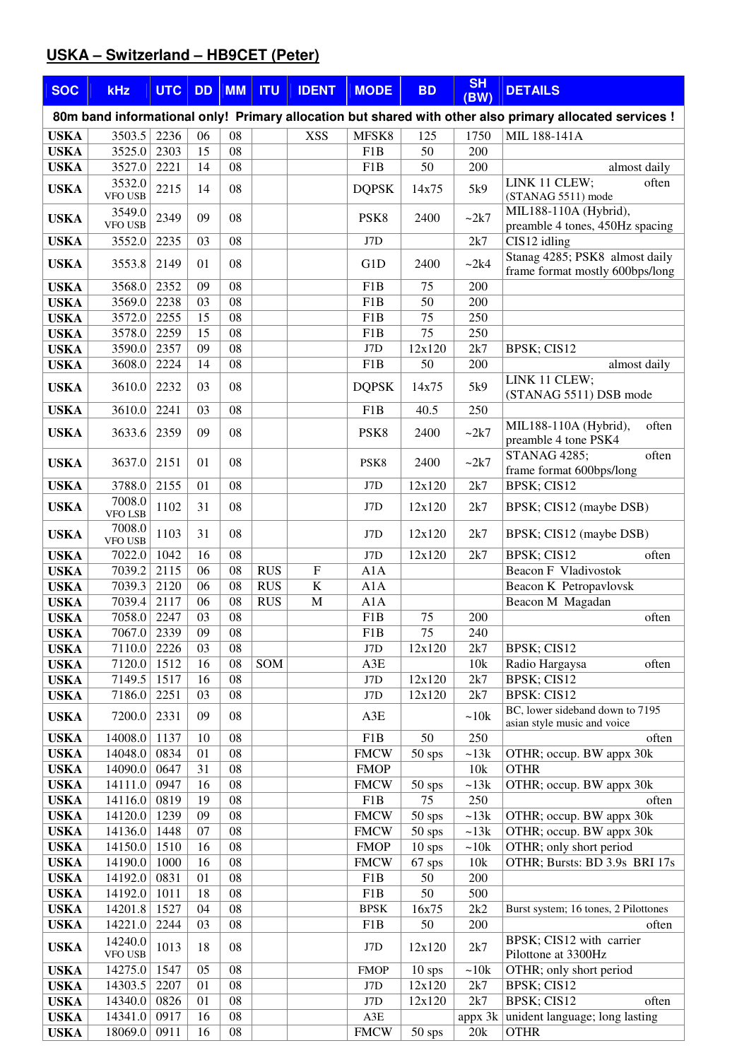## USKA – Switzerland – HB9CET (Peter)

| SOC | kHz | UTC | DD | MM | ITU | IDENT | MODE | BD | SH (BW) | DETAILS |
|---|---|---|---|---|---|---|---|---|---|---|
| 80m band informational only! Primary allocation but shared with other also primary allocated services ! | | | | | | | | | | |
| USKA | 3503.5 | 2236 | 06 | 08 | | XSS | MFSK8 | 125 | 1750 | MIL 188-141A |
| USKA | 3525.0 | 2303 | 15 | 08 | | | F1B | 50 | 200 | |
| USKA | 3527.0 | 2221 | 14 | 08 | | | F1B | 50 | 200 | almost daily |
| USKA | 3532.0 VFO USB | 2215 | 14 | 08 | | | DQPSK | 14x75 | 5k9 | LINK 11 CLEW; often (STANAG 5511) mode |
| USKA | 3549.0 VFO USB | 2349 | 09 | 08 | | | PSK8 | 2400 | ~2k7 | MIL188-110A (Hybrid), preamble 4 tones, 450Hz spacing |
| USKA | 3552.0 | 2235 | 03 | 08 | | | J7D | | 2k7 | CIS12 idling |
| USKA | 3553.8 | 2149 | 01 | 08 | | | G1D | 2400 | ~2k4 | Stanag 4285; PSK8 almost daily frame format mostly 600bps/long |
| USKA | 3568.0 | 2352 | 09 | 08 | | | F1B | 75 | 200 | |
| USKA | 3569.0 | 2238 | 03 | 08 | | | F1B | 50 | 200 | |
| USKA | 3572.0 | 2255 | 15 | 08 | | | F1B | 75 | 250 | |
| USKA | 3578.0 | 2259 | 15 | 08 | | | F1B | 75 | 250 | |
| USKA | 3590.0 | 2357 | 09 | 08 | | | J7D | 12x120 | 2k7 | BPSK; CIS12 |
| USKA | 3608.0 | 2224 | 14 | 08 | | | F1B | 50 | 200 | almost daily |
| USKA | 3610.0 | 2232 | 03 | 08 | | | DQPSK | 14x75 | 5k9 | LINK 11 CLEW; (STANAG 5511) DSB mode |
| USKA | 3610.0 | 2241 | 03 | 08 | | | F1B | 40.5 | 250 | |
| USKA | 3633.6 | 2359 | 09 | 08 | | | PSK8 | 2400 | ~2k7 | MIL188-110A (Hybrid), often preamble 4 tone PSK4 |
| USKA | 3637.0 | 2151 | 01 | 08 | | | PSK8 | 2400 | ~2k7 | STANAG 4285; often frame format 600bps/long |
| USKA | 3788.0 | 2155 | 01 | 08 | | | J7D | 12x120 | 2k7 | BPSK; CIS12 |
| USKA | 7008.0 VFO LSB | 1102 | 31 | 08 | | | J7D | 12x120 | 2k7 | BPSK; CIS12 (maybe DSB) |
| USKA | 7008.0 VFO USB | 1103 | 31 | 08 | | | J7D | 12x120 | 2k7 | BPSK; CIS12 (maybe DSB) |
| USKA | 7022.0 | 1042 | 16 | 08 | | | J7D | 12x120 | 2k7 | BPSK; CIS12 often |
| USKA | 7039.2 | 2115 | 06 | 08 | RUS | F | A1A | | | Beacon F Vladivostok |
| USKA | 7039.3 | 2120 | 06 | 08 | RUS | K | A1A | | | Beacon K Petropavlovsk |
| USKA | 7039.4 | 2117 | 06 | 08 | RUS | M | A1A | | | Beacon M Magadan |
| USKA | 7058.0 | 2247 | 03 | 08 | | | F1B | 75 | 200 | often |
| USKA | 7067.0 | 2339 | 09 | 08 | | | F1B | 75 | 240 | |
| USKA | 7110.0 | 2226 | 03 | 08 | | | J7D | 12x120 | 2k7 | BPSK; CIS12 |
| USKA | 7120.0 | 1512 | 16 | 08 | SOM | | A3E | | 10k | Radio Hargaysa often |
| USKA | 7149.5 | 1517 | 16 | 08 | | | J7D | 12x120 | 2k7 | BPSK; CIS12 |
| USKA | 7186.0 | 2251 | 03 | 08 | | | J7D | 12x120 | 2k7 | BPSK: CIS12 |
| USKA | 7200.0 | 2331 | 09 | 08 | | | A3E | | ~10k | BC, lower sideband down to 7195 asian style music and voice |
| USKA | 14008.0 | 1137 | 10 | 08 | | | F1B | 50 | 250 | often |
| USKA | 14048.0 | 0834 | 01 | 08 | | | FMCW | 50 sps | ~13k | OTHR; occup. BW appx 30k |
| USKA | 14090.0 | 0647 | 31 | 08 | | | FMOP | | 10k | OTHR |
| USKA | 14111.0 | 0947 | 16 | 08 | | | FMCW | 50 sps | ~13k | OTHR; occup. BW appx 30k |
| USKA | 14116.0 | 0819 | 19 | 08 | | | F1B | 75 | 250 | often |
| USKA | 14120.0 | 1239 | 09 | 08 | | | FMCW | 50 sps | ~13k | OTHR; occup. BW appx 30k |
| USKA | 14136.0 | 1448 | 07 | 08 | | | FMCW | 50 sps | ~13k | OTHR; occup. BW appx 30k |
| USKA | 14150.0 | 1510 | 16 | 08 | | | FMOP | 10 sps | ~10k | OTHR; only short period |
| USKA | 14190.0 | 1000 | 16 | 08 | | | FMCW | 67 sps | 10k | OTHR; Bursts: BD 3.9s BRI 17s |
| USKA | 14192.0 | 0831 | 01 | 08 | | | F1B | 50 | 200 | |
| USKA | 14192.0 | 1011 | 18 | 08 | | | F1B | 50 | 500 | |
| USKA | 14201.8 | 1527 | 04 | 08 | | | BPSK | 16x75 | 2k2 | Burst system; 16 tones, 2 Pilottones |
| USKA | 14221.0 | 2244 | 03 | 08 | | | F1B | 50 | 200 | often |
| USKA | 14240.0 VFO USB | 1013 | 18 | 08 | | | J7D | 12x120 | 2k7 | BPSK; CIS12 with carrier Pilottone at 3300Hz |
| USKA | 14275.0 | 1547 | 05 | 08 | | | FMOP | 10 sps | ~10k | OTHR; only short period |
| USKA | 14303.5 | 2207 | 01 | 08 | | | J7D | 12x120 | 2k7 | BPSK; CIS12 |
| USKA | 14340.0 | 0826 | 01 | 08 | | | J7D | 12x120 | 2k7 | BPSK; CIS12 often |
| USKA | 14341.0 | 0917 | 16 | 08 | | | A3E | | appx 3k | unident language; long lasting |
| USKA | 18069.0 | 0911 | 16 | 08 | | | FMCW | 50 sps | 20k | OTHR |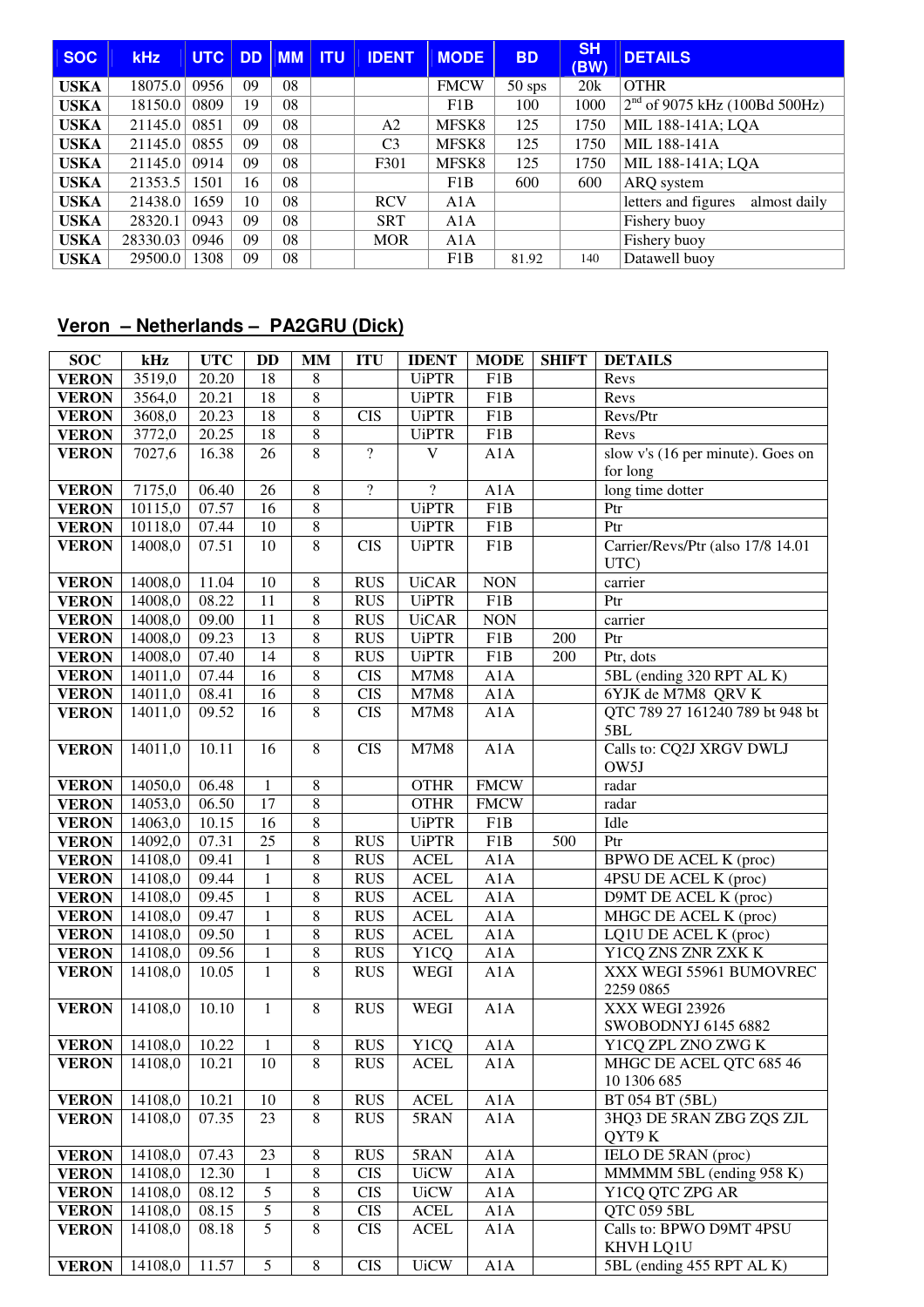| SOC | kHz | UTC | DD | MM | ITU | IDENT | MODE | BD | SH (BW) | DETAILS |
|---|---|---|---|---|---|---|---|---|---|---|
| USKA | 18075.0 | 0956 | 09 | 08 | | | FMCW | 50 sps | 20k | OTHR |
| USKA | 18150.0 | 0809 | 19 | 08 | | | F1B | 100 | 1000 | 2nd of 9075 kHz (100Bd 500Hz) |
| USKA | 21145.0 | 0851 | 09 | 08 | | A2 | MFSK8 | 125 | 1750 | MIL 188-141A; LQA |
| USKA | 21145.0 | 0855 | 09 | 08 | | C3 | MFSK8 | 125 | 1750 | MIL 188-141A |
| USKA | 21145.0 | 0914 | 09 | 08 | | F301 | MFSK8 | 125 | 1750 | MIL 188-141A; LQA |
| USKA | 21353.5 | 1501 | 16 | 08 | | | F1B | 600 | 600 | ARQ system |
| USKA | 21438.0 | 1659 | 10 | 08 | | RCV | A1A | | | letters and figures almost daily |
| USKA | 28320.1 | 0943 | 09 | 08 | | SRT | A1A | | | Fishery buoy |
| USKA | 28330.03 | 0946 | 09 | 08 | | MOR | A1A | | | Fishery buoy |
| USKA | 29500.0 | 1308 | 09 | 08 | | | F1B | 81.92 | 140 | Datawell buoy |

## Veron – Netherlands – PA2GRU (Dick)

| SOC | kHz | UTC | DD | MM | ITU | IDENT | MODE | SHIFT | DETAILS |
|---|---|---|---|---|---|---|---|---|---|
| VERON | 3519,0 | 20.20 | 18 | 8 | | UiPTR | F1B | | Revs |
| VERON | 3564,0 | 20.21 | 18 | 8 | | UiPTR | F1B | | Revs |
| VERON | 3608,0 | 20.23 | 18 | 8 | CIS | UiPTR | F1B | | Revs/Ptr |
| VERON | 3772,0 | 20.25 | 18 | 8 | | UiPTR | F1B | | Revs |
| VERON | 7027,6 | 16.38 | 26 | 8 | ? | V | A1A | | slow v's (16 per minute). Goes on for long |
| VERON | 7175,0 | 06.40 | 26 | 8 | ? | ? | A1A | | long time dotter |
| VERON | 10115,0 | 07.57 | 16 | 8 | | UiPTR | F1B | | Ptr |
| VERON | 10118,0 | 07.44 | 10 | 8 | | UiPTR | F1B | | Ptr |
| VERON | 14008,0 | 07.51 | 10 | 8 | CIS | UiPTR | F1B | | Carrier/Revs/Ptr (also 17/8 14.01 UTC) |
| VERON | 14008,0 | 11.04 | 10 | 8 | RUS | UiCAR | NON | | carrier |
| VERON | 14008,0 | 08.22 | 11 | 8 | RUS | UiPTR | F1B | | Ptr |
| VERON | 14008,0 | 09.00 | 11 | 8 | RUS | UiCAR | NON | | carrier |
| VERON | 14008,0 | 09.23 | 13 | 8 | RUS | UiPTR | F1B | 200 | Ptr |
| VERON | 14008,0 | 07.40 | 14 | 8 | RUS | UiPTR | F1B | 200 | Ptr, dots |
| VERON | 14011,0 | 07.44 | 16 | 8 | CIS | M7M8 | A1A | | 5BL (ending 320 RPT AL K) |
| VERON | 14011,0 | 08.41 | 16 | 8 | CIS | M7M8 | A1A | | 6YJK de M7M8 QRV K |
| VERON | 14011,0 | 09.52 | 16 | 8 | CIS | M7M8 | A1A | | QTC 789 27 161240 789 bt 948 bt 5BL |
| VERON | 14011,0 | 10.11 | 16 | 8 | CIS | M7M8 | A1A | | Calls to: CQ2J XRGV DWLJ OW5J |
| VERON | 14050,0 | 06.48 | 1 | 8 | | OTHR | FMCW | | radar |
| VERON | 14053,0 | 06.50 | 17 | 8 | | OTHR | FMCW | | radar |
| VERON | 14063,0 | 10.15 | 16 | 8 | | UiPTR | F1B | | Idle |
| VERON | 14092,0 | 07.31 | 25 | 8 | RUS | UiPTR | F1B | 500 | Ptr |
| VERON | 14108,0 | 09.41 | 1 | 8 | RUS | ACEL | A1A | | BPWO DE ACEL K (proc) |
| VERON | 14108,0 | 09.44 | 1 | 8 | RUS | ACEL | A1A | | 4PSU DE ACEL K (proc) |
| VERON | 14108,0 | 09.45 | 1 | 8 | RUS | ACEL | A1A | | D9MT DE ACEL K (proc) |
| VERON | 14108,0 | 09.47 | 1 | 8 | RUS | ACEL | A1A | | MHGC DE ACEL K (proc) |
| VERON | 14108,0 | 09.50 | 1 | 8 | RUS | ACEL | A1A | | LQ1U DE ACEL K (proc) |
| VERON | 14108,0 | 09.56 | 1 | 8 | RUS | Y1CQ | A1A | | Y1CQ ZNS ZNR ZXK K |
| VERON | 14108,0 | 10.05 | 1 | 8 | RUS | WEGI | A1A | | XXX WEGI 55961 BUMOVREC 2259 0865 |
| VERON | 14108,0 | 10.10 | 1 | 8 | RUS | WEGI | A1A | | XXX WEGI 23926 SWOBODNYJ 6145 6882 |
| VERON | 14108,0 | 10.22 | 1 | 8 | RUS | Y1CQ | A1A | | Y1CQ ZPL ZNO ZWG K |
| VERON | 14108,0 | 10.21 | 10 | 8 | RUS | ACEL | A1A | | MHGC DE ACEL QTC 685 46 10 1306 685 |
| VERON | 14108,0 | 10.21 | 10 | 8 | RUS | ACEL | A1A | | BT 054 BT (5BL) |
| VERON | 14108,0 | 07.35 | 23 | 8 | RUS | 5RAN | A1A | | 3HQ3 DE 5RAN ZBG ZQS ZJL QYT9 K |
| VERON | 14108,0 | 07.43 | 23 | 8 | RUS | 5RAN | A1A | | IELO DE 5RAN (proc) |
| VERON | 14108,0 | 12.30 | 1 | 8 | CIS | UiCW | A1A | | MMMMM 5BL (ending 958 K) |
| VERON | 14108,0 | 08.12 | 5 | 8 | CIS | UiCW | A1A | | Y1CQ QTC ZPG AR |
| VERON | 14108,0 | 08.15 | 5 | 8 | CIS | ACEL | A1A | | QTC 059 5BL |
| VERON | 14108,0 | 08.18 | 5 | 8 | CIS | ACEL | A1A | | Calls to: BPWO D9MT 4PSU KHVH LQ1U |
| VERON | 14108,0 | 11.57 | 5 | 8 | CIS | UiCW | A1A | | 5BL (ending 455 RPT AL K) |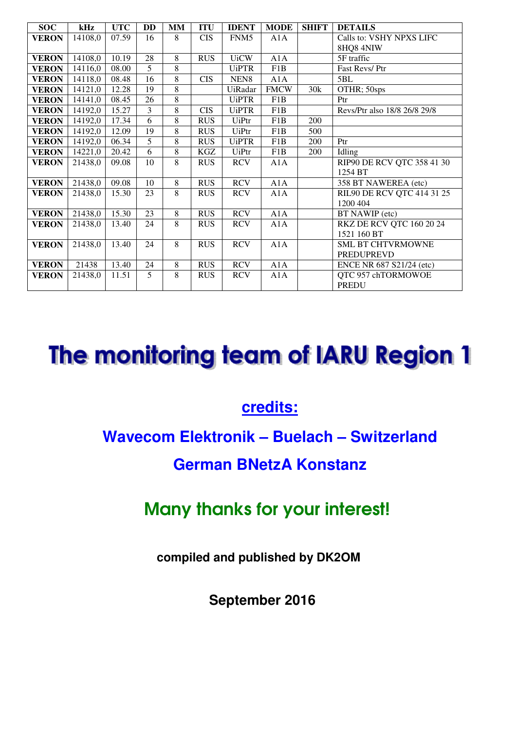| SOC | kHz | UTC | DD | MM | ITU | IDENT | MODE | SHIFT | DETAILS |
|---|---|---|---|---|---|---|---|---|---|
| **VERON** | 14108,0 | 07.59 | 16 | 8 | CIS | FNM5 | A1A | | Calls to: VSHY NPXS LIFC 8HQ8 4NIW |
| **VERON** | 14108,0 | 10.19 | 28 | 8 | RUS | UiCW | A1A | | 5F traffic |
| **VERON** | 14116,0 | 08.00 | 5 | 8 | | UiPTR | F1B | | Fast Revs/ Ptr |
| **VERON** | 14118,0 | 08.48 | 16 | 8 | CIS | NEN8 | A1A | | 5BL |
| **VERON** | 14121,0 | 12.28 | 19 | 8 | | UiRadar | FMCW | 30k | OTHR; 50sps |
| **VERON** | 14141,0 | 08.45 | 26 | 8 | | UiPTR | F1B | | Ptr |
| **VERON** | 14192,0 | 15.27 | 3 | 8 | CIS | UiPTR | F1B | | Revs/Ptr also 18/8 26/8 29/8 |
| **VERON** | 14192,0 | 17.34 | 6 | 8 | RUS | UiPtr | F1B | 200 | |
| **VERON** | 14192,0 | 12.09 | 19 | 8 | RUS | UiPtr | F1B | 500 | |
| **VERON** | 14192,0 | 06.34 | 5 | 8 | RUS | UiPTR | F1B | 200 | Ptr |
| **VERON** | 14221,0 | 20.42 | 6 | 8 | KGZ | UiPtr | F1B | 200 | Idling |
| **VERON** | 21438,0 | 09.08 | 10 | 8 | RUS | RCV | A1A | | RIP90 DE RCV QTC 358 41 30 1254 BT |
| **VERON** | 21438,0 | 09.08 | 10 | 8 | RUS | RCV | A1A | | 358 BT NAWEREA (etc) |
| **VERON** | 21438,0 | 15.30 | 23 | 8 | RUS | RCV | A1A | | RIL90 DE RCV QTC 414 31 25 1200 404 |
| **VERON** | 21438,0 | 15.30 | 23 | 8 | RUS | RCV | A1A | | BT NAWIP (etc) |
| **VERON** | 21438,0 | 13.40 | 24 | 8 | RUS | RCV | A1A | | RKZ DE RCV QTC 160 20 24 1521 160 BT |
| **VERON** | 21438,0 | 13.40 | 24 | 8 | RUS | RCV | A1A | | SML BT CHTVRMOWNE PREDUPREVD |
| **VERON** | 21438 | 13.40 | 24 | 8 | RUS | RCV | A1A | | ENCE NR 687 S21/24 (etc) |
| **VERON** | 21438,0 | 11.51 | 5 | 8 | RUS | RCV | A1A | | QTC 957 chTORMOWOE PREDU |

# The monitoring team of IARU Region 1

## credits:

## Wavecom Elektronik – Buelach – Switzerland

## German BNetzA Konstanz

## Many thanks for your interest!

**compiled and published by DK2OM**

**September 2016**